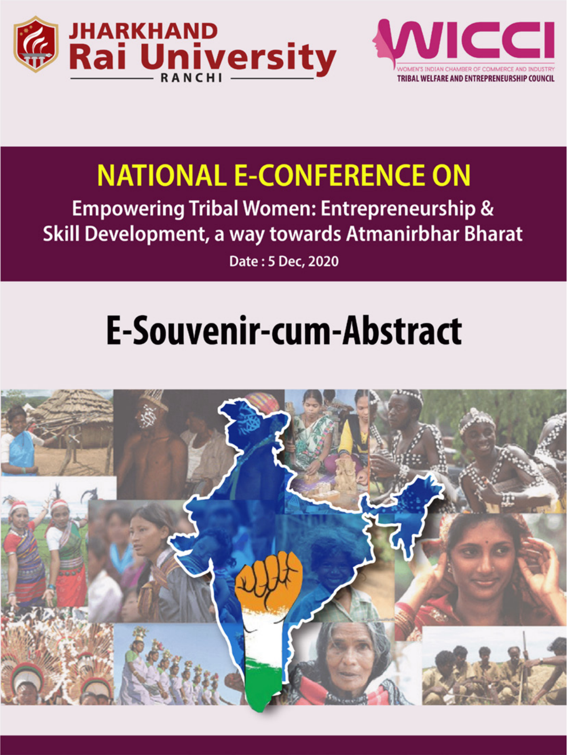JHARKHAND
Rai University
RANCHI

WICCI
WOMEN'S INDIAN CHAMBER OF COMMERCE AND INDUSTRY
TRIBAL WELFARE AND ENTREPRENEURSHIP COUNCIL

# NATIONAL E-CONFERENCE ON

## Empowering Tribal Women: Entrepreneurship & Skill Development, a way towards Atmanirbhar Bharat

Date : 5 Dec, 2020

# E-Souvenir-cum-Abstract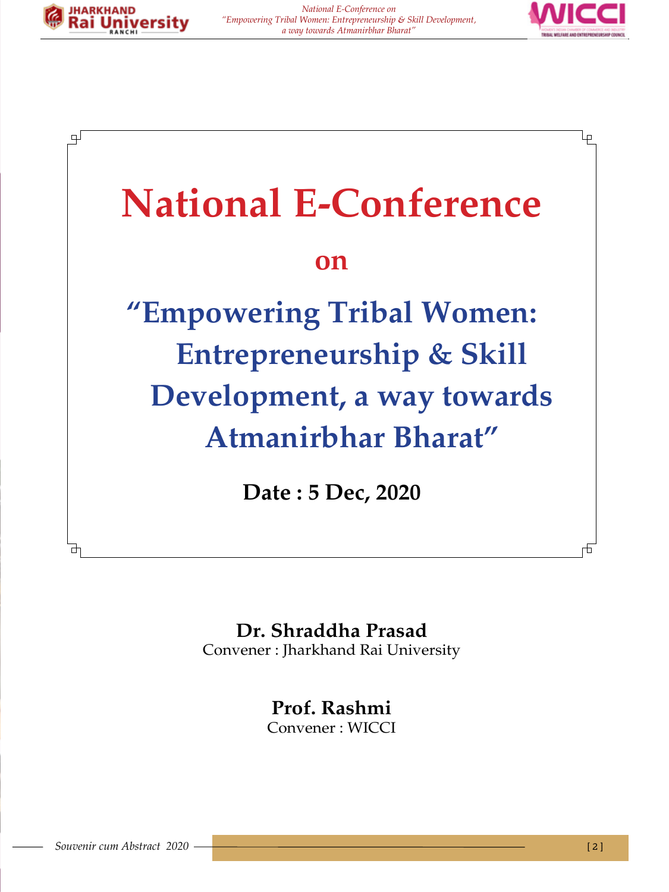# National E-Conference

**on**

## "Empowering Tribal Women: Entrepreneurship & Skill Development, a way towards Atmanirbhar Bharat"

**Date : 5 Dec, 2020**

**Dr. Shraddha Prasad**
Convener : Jharkhand Rai University

**Prof. Rashmi**
Convener : WICCI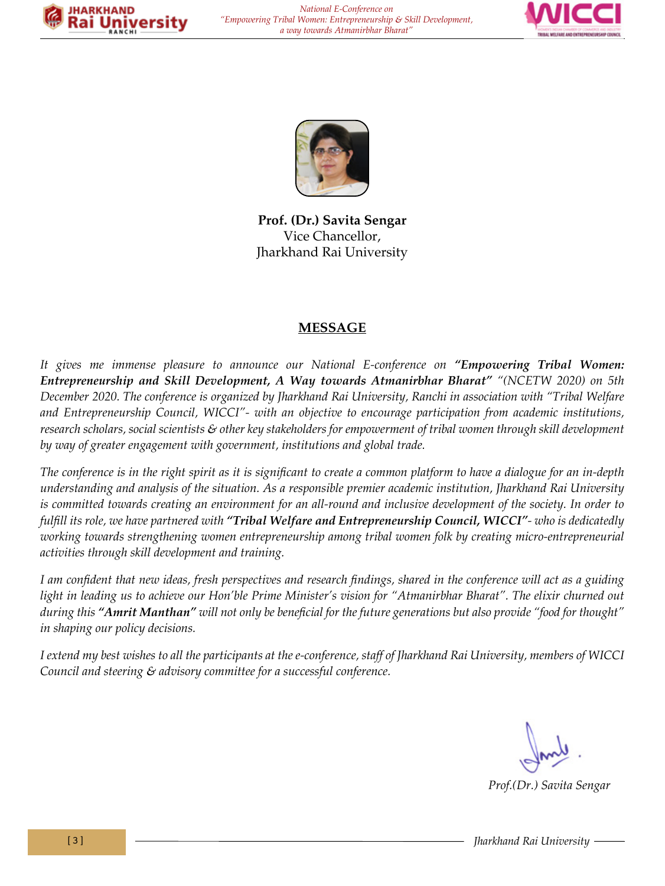**Prof. (Dr.) Savita Sengar**
Vice Chancellor,
Jharkhand Rai University

## MESSAGE

*It gives me immense pleasure to announce our National E-conference on **"Empowering Tribal Women: Entrepreneurship and Skill Development, A Way towards Atmanirbhar Bharat"** "(NCETW 2020) on 5th December 2020. The conference is organized by Jharkhand Rai University, Ranchi in association with "Tribal Welfare and Entrepreneurship Council, WICCI"- with an objective to encourage participation from academic institutions, research scholars, social scientists & other key stakeholders for empowerment of tribal women through skill development by way of greater engagement with government, institutions and global trade.*

*The conference is in the right spirit as it is significant to create a common platform to have a dialogue for an in-depth understanding and analysis of the situation. As a responsible premier academic institution, Jharkhand Rai University is committed towards creating an environment for an all-round and inclusive development of the society. In order to fulfill its role, we have partnered with **"Tribal Welfare and Entrepreneurship Council, WICCI"**- who is dedicatedly working towards strengthening women entrepreneurship among tribal women folk by creating micro-entrepreneurial activities through skill development and training.*

*I am confident that new ideas, fresh perspectives and research findings, shared in the conference will act as a guiding light in leading us to achieve our Hon'ble Prime Minister's vision for "Atmanirbhar Bharat". The elixir churned out during this **"Amrit Manthan"** will not only be beneficial for the future generations but also provide "food for thought" in shaping our policy decisions.*

*I extend my best wishes to all the participants at the e-conference, staff of Jharkhand Rai University, members of WICCI Council and steering & advisory committee for a successful conference.*

*Prof.(Dr.) Savita Sengar*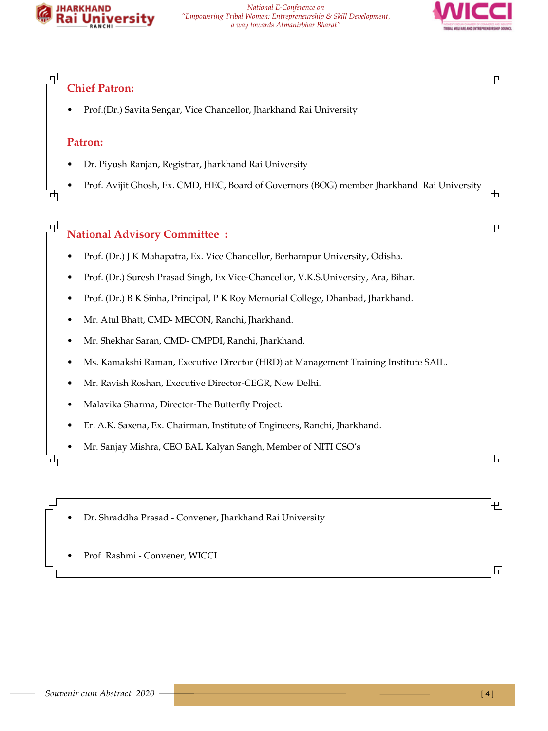## Chief Patron:

- Prof.(Dr.) Savita Sengar, Vice Chancellor, Jharkhand Rai University

## Patron:

- Dr. Piyush Ranjan, Registrar, Jharkhand Rai University
- Prof. Avijit Ghosh, Ex. CMD, HEC, Board of Governors (BOG) member Jharkhand Rai University

## National Advisory Committee :

- Prof. (Dr.) J K Mahapatra, Ex. Vice Chancellor, Berhampur University, Odisha.
- Prof. (Dr.) Suresh Prasad Singh, Ex Vice-Chancellor, V.K.S.University, Ara, Bihar.
- Prof. (Dr.) B K Sinha, Principal, P K Roy Memorial College, Dhanbad, Jharkhand.
- Mr. Atul Bhatt, CMD- MECON, Ranchi, Jharkhand.
- Mr. Shekhar Saran, CMD- CMPDI, Ranchi, Jharkhand.
- Ms. Kamakshi Raman, Executive Director (HRD) at Management Training Institute SAIL.
- Mr. Ravish Roshan, Executive Director-CEGR, New Delhi.
- Malavika Sharma, Director-The Butterfly Project.
- Er. A.K. Saxena, Ex. Chairman, Institute of Engineers, Ranchi, Jharkhand.
- Mr. Sanjay Mishra, CEO BAL Kalyan Sangh, Member of NITI CSO's

- Dr. Shraddha Prasad - Convener, Jharkhand Rai University
- Prof. Rashmi - Convener, WICCI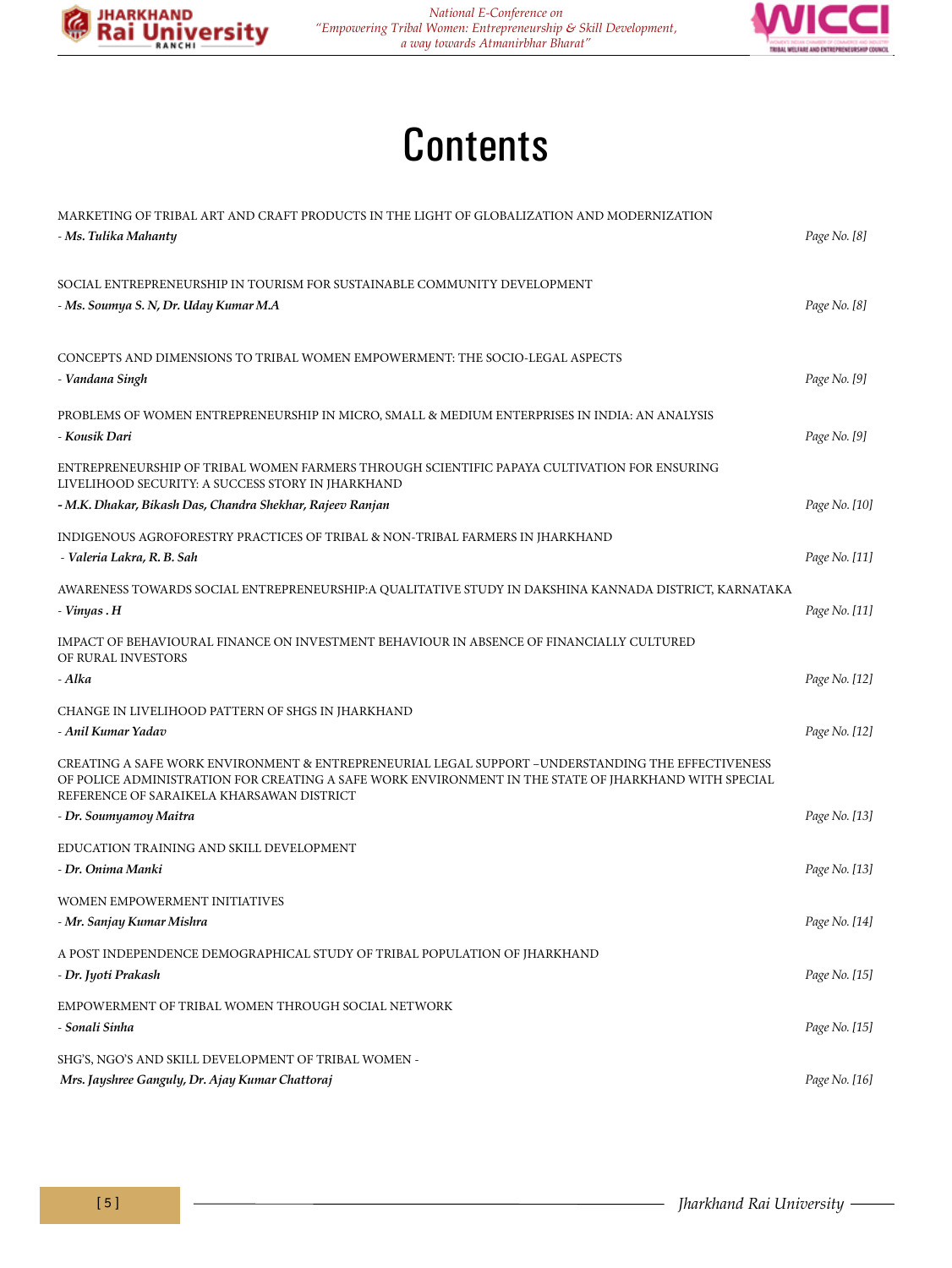# Contents

MARKETING OF TRIBAL ART AND CRAFT PRODUCTS IN THE LIGHT OF GLOBALIZATION AND MODERNIZATION
- ***Ms. Tulika Mahanty*** — *Page No. [8]*

SOCIAL ENTREPRENEURSHIP IN TOURISM FOR SUSTAINABLE COMMUNITY DEVELOPMENT
- ***Ms. Soumya S. N, Dr. Uday Kumar M.A*** — *Page No. [8]*

CONCEPTS AND DIMENSIONS TO TRIBAL WOMEN EMPOWERMENT: THE SOCIO-LEGAL ASPECTS
- ***Vandana Singh*** — *Page No. [9]*

PROBLEMS OF WOMEN ENTREPRENEURSHIP IN MICRO, SMALL & MEDIUM ENTERPRISES IN INDIA: AN ANALYSIS
- ***Kousik Dari*** — *Page No. [9]*

ENTREPRENEURSHIP OF TRIBAL WOMEN FARMERS THROUGH SCIENTIFIC PAPAYA CULTIVATION FOR ENSURING LIVELIHOOD SECURITY: A SUCCESS STORY IN JHARKHAND
- ***M.K. Dhakar, Bikash Das, Chandra Shekhar, Rajeev Ranjan*** — *Page No. [10]*

INDIGENOUS AGROFORESTRY PRACTICES OF TRIBAL & NON-TRIBAL FARMERS IN JHARKHAND
- ***Valeria Lakra, R. B. Sah*** — *Page No. [11]*

AWARENESS TOWARDS SOCIAL ENTREPRENEURSHIP:A QUALITATIVE STUDY IN DAKSHINA KANNADA DISTRICT, KARNATAKA
- ***Vinyas . H*** — *Page No. [11]*

IMPACT OF BEHAVIOURAL FINANCE ON INVESTMENT BEHAVIOUR IN ABSENCE OF FINANCIALLY CULTURED OF RURAL INVESTORS
- ***Alka*** — *Page No. [12]*

CHANGE IN LIVELIHOOD PATTERN OF SHGS IN JHARKHAND
- ***Anil Kumar Yadav*** — *Page No. [12]*

CREATING A SAFE WORK ENVIRONMENT & ENTREPRENEURIAL LEGAL SUPPORT –UNDERSTANDING THE EFFECTIVENESS OF POLICE ADMINISTRATION FOR CREATING A SAFE WORK ENVIRONMENT IN THE STATE OF JHARKHAND WITH SPECIAL REFERENCE OF SARAIKELA KHARSAWAN DISTRICT
- ***Dr. Soumyamoy Maitra*** — *Page No. [13]*

EDUCATION TRAINING AND SKILL DEVELOPMENT
- ***Dr. Onima Manki*** — *Page No. [13]*

WOMEN EMPOWERMENT INITIATIVES
- ***Mr. Sanjay Kumar Mishra*** — *Page No. [14]*

A POST INDEPENDENCE DEMOGRAPHICAL STUDY OF TRIBAL POPULATION OF JHARKHAND
- ***Dr. Jyoti Prakash*** — *Page No. [15]*

EMPOWERMENT OF TRIBAL WOMEN THROUGH SOCIAL NETWORK
- ***Sonali Sinha*** — *Page No. [15]*

SHG'S, NGO'S AND SKILL DEVELOPMENT OF TRIBAL WOMEN -
***Mrs. Jayshree Ganguly, Dr. Ajay Kumar Chattoraj*** — *Page No. [16]*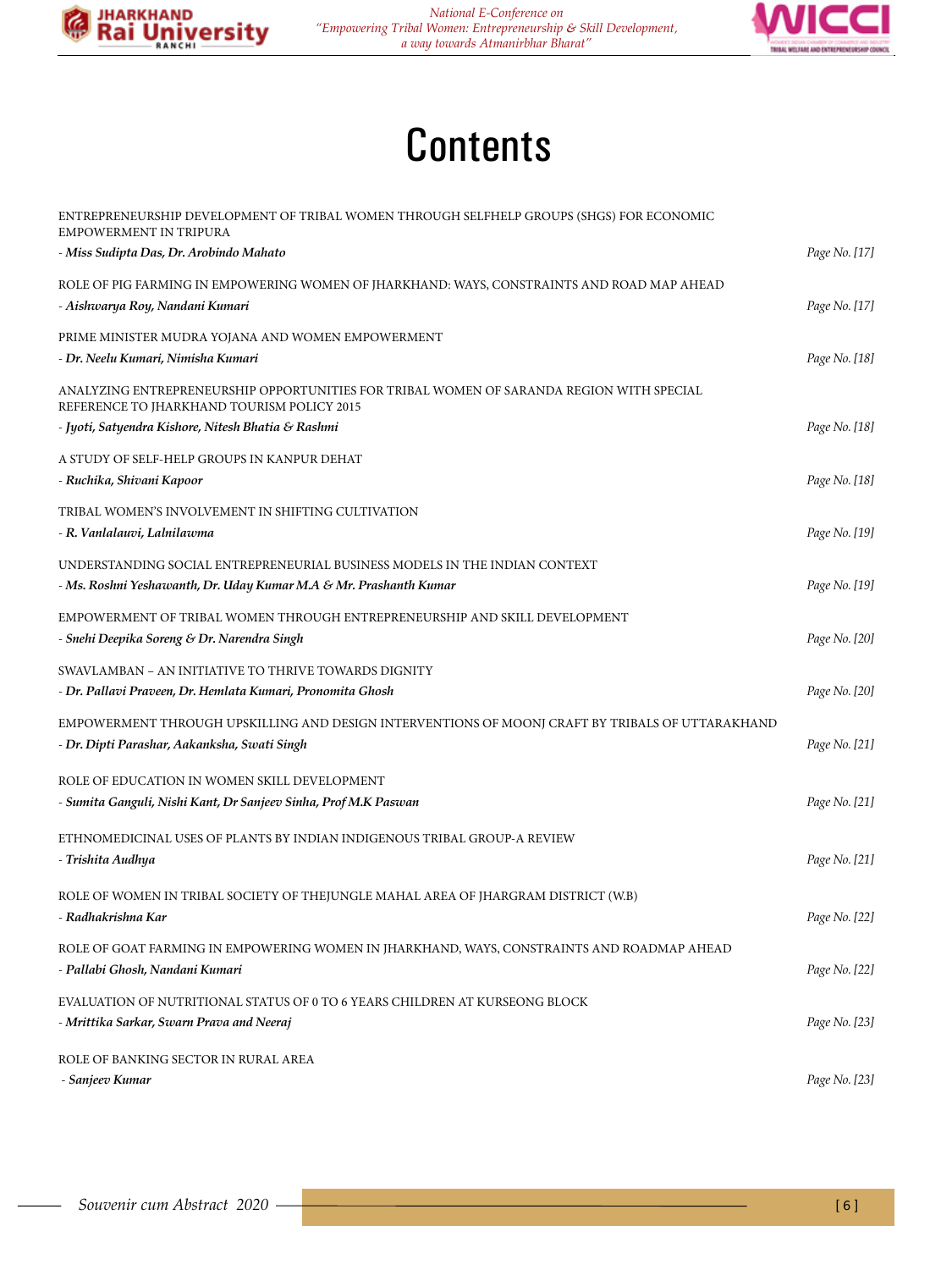# Contents

ENTREPRENEURSHIP DEVELOPMENT OF TRIBAL WOMEN THROUGH SELFHELP GROUPS (SHGS) FOR ECONOMIC EMPOWERMENT IN TRIPURA
- ***Miss Sudipta Das, Dr. Arobindo Mahato*** *Page No. [17]*

ROLE OF PIG FARMING IN EMPOWERING WOMEN OF JHARKHAND: WAYS, CONSTRAINTS AND ROAD MAP AHEAD
- ***Aishwarya Roy, Nandani Kumari*** *Page No. [17]*

PRIME MINISTER MUDRA YOJANA AND WOMEN EMPOWERMENT
- ***Dr. Neelu Kumari, Nimisha Kumari*** *Page No. [18]*

ANALYZING ENTREPRENEURSHIP OPPORTUNITIES FOR TRIBAL WOMEN OF SARANDA REGION WITH SPECIAL REFERENCE TO JHARKHAND TOURISM POLICY 2015
- ***Jyoti, Satyendra Kishore, Nitesh Bhatia & Rashmi*** *Page No. [18]*

A STUDY OF SELF-HELP GROUPS IN KANPUR DEHAT
- ***Ruchika, Shivani Kapoor*** *Page No. [18]*

TRIBAL WOMEN'S INVOLVEMENT IN SHIFTING CULTIVATION
- ***R. Vanlalauvi, Lalnilawma*** *Page No. [19]*

UNDERSTANDING SOCIAL ENTREPRENEURIAL BUSINESS MODELS IN THE INDIAN CONTEXT
- ***Ms. Roshni Yeshawanth, Dr. Uday Kumar M.A & Mr. Prashanth Kumar*** *Page No. [19]*

EMPOWERMENT OF TRIBAL WOMEN THROUGH ENTREPRENEURSHIP AND SKILL DEVELOPMENT
- ***Snehi Deepika Soreng & Dr. Narendra Singh*** *Page No. [20]*

SWAVLAMBAN – AN INITIATIVE TO THRIVE TOWARDS DIGNITY
- ***Dr. Pallavi Praveen, Dr. Hemlata Kumari, Pronomita Ghosh*** *Page No. [20]*

EMPOWERMENT THROUGH UPSKILLING AND DESIGN INTERVENTIONS OF MOONJ CRAFT BY TRIBALS OF UTTARAKHAND
- ***Dr. Dipti Parashar, Aakanksha, Swati Singh*** *Page No. [21]*

ROLE OF EDUCATION IN WOMEN SKILL DEVELOPMENT
- ***Sumita Ganguli, Nishi Kant, Dr Sanjeev Sinha, Prof M.K Paswan*** *Page No. [21]*

ETHNOMEDICINAL USES OF PLANTS BY INDIAN INDIGENOUS TRIBAL GROUP-A REVIEW
- ***Trishita Audhya*** *Page No. [21]*

ROLE OF WOMEN IN TRIBAL SOCIETY OF THEJUNGLE MAHAL AREA OF JHARGRAM DISTRICT (W.B)
- ***Radhakrishna Kar*** *Page No. [22]*

ROLE OF GOAT FARMING IN EMPOWERING WOMEN IN JHARKHAND, WAYS, CONSTRAINTS AND ROADMAP AHEAD
- ***Pallabi Ghosh, Nandani Kumari*** *Page No. [22]*

EVALUATION OF NUTRITIONAL STATUS OF 0 TO 6 YEARS CHILDREN AT KURSEONG BLOCK
- ***Mrittika Sarkar, Swarn Prava and Neeraj*** *Page No. [23]*

ROLE OF BANKING SECTOR IN RURAL AREA
- ***Sanjeev Kumar*** *Page No. [23]*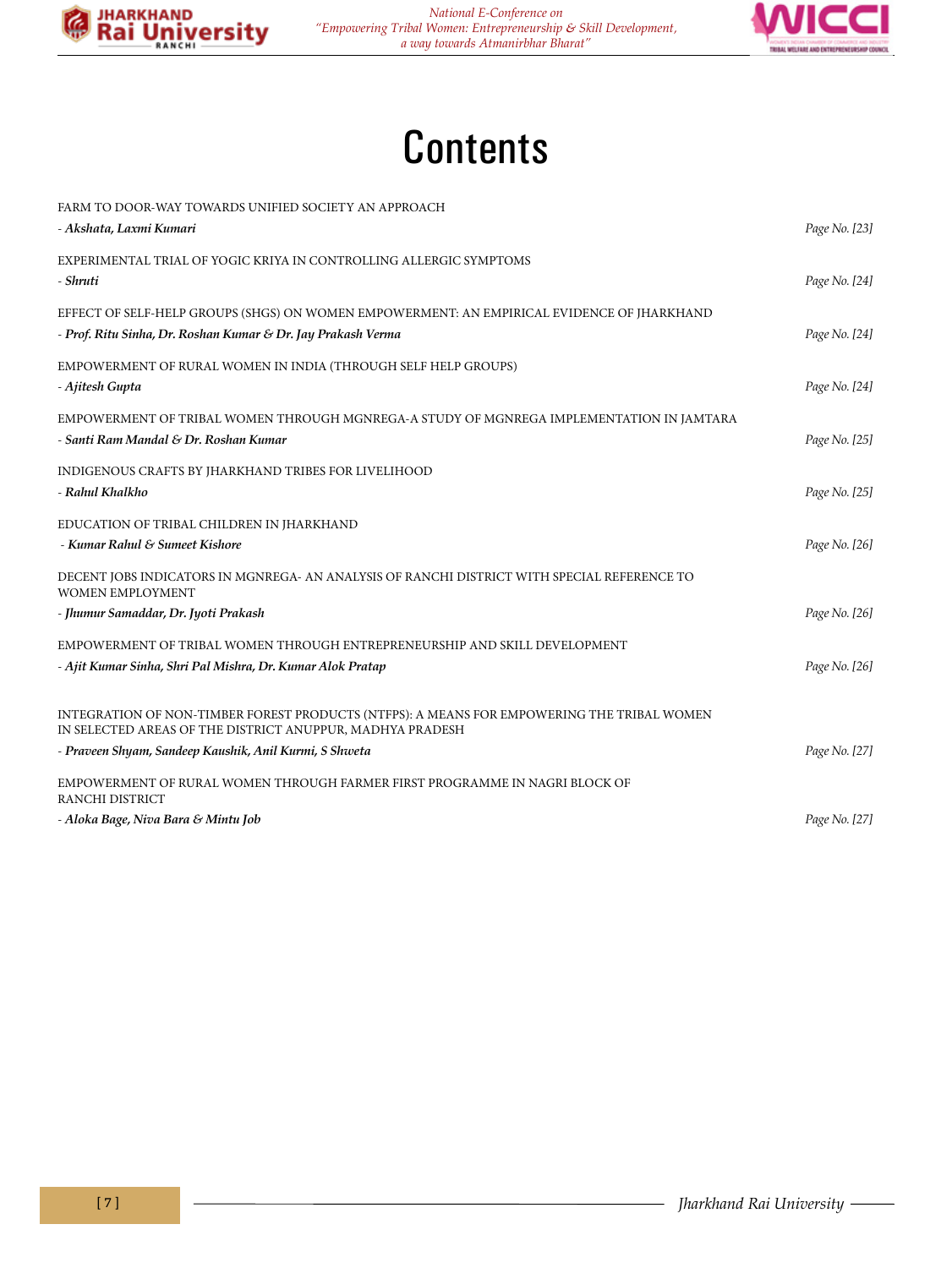# Contents

FARM TO DOOR-WAY TOWARDS UNIFIED SOCIETY AN APPROACH
- ***Akshata, Laxmi Kumari*** — *Page No. [23]*

EXPERIMENTAL TRIAL OF YOGIC KRIYA IN CONTROLLING ALLERGIC SYMPTOMS
- ***Shruti*** — *Page No. [24]*

EFFECT OF SELF-HELP GROUPS (SHGS) ON WOMEN EMPOWERMENT: AN EMPIRICAL EVIDENCE OF JHARKHAND
- ***Prof. Ritu Sinha, Dr. Roshan Kumar & Dr. Jay Prakash Verma*** — *Page No. [24]*

EMPOWERMENT OF RURAL WOMEN IN INDIA (THROUGH SELF HELP GROUPS)
- ***Ajitesh Gupta*** — *Page No. [24]*

EMPOWERMENT OF TRIBAL WOMEN THROUGH MGNREGA-A STUDY OF MGNREGA IMPLEMENTATION IN JAMTARA
- ***Santi Ram Mandal & Dr. Roshan Kumar*** — *Page No. [25]*

INDIGENOUS CRAFTS BY JHARKHAND TRIBES FOR LIVELIHOOD
- ***Rahul Khalkho*** — *Page No. [25]*

EDUCATION OF TRIBAL CHILDREN IN JHARKHAND
- ***Kumar Rahul & Sumeet Kishore*** — *Page No. [26]*

DECENT JOBS INDICATORS IN MGNREGA- AN ANALYSIS OF RANCHI DISTRICT WITH SPECIAL REFERENCE TO WOMEN EMPLOYMENT
- ***Jhumur Samaddar, Dr. Jyoti Prakash*** — *Page No. [26]*

EMPOWERMENT OF TRIBAL WOMEN THROUGH ENTREPRENEURSHIP AND SKILL DEVELOPMENT
- ***Ajit Kumar Sinha, Shri Pal Mishra, Dr. Kumar Alok Pratap*** — *Page No. [26]*

INTEGRATION OF NON-TIMBER FOREST PRODUCTS (NTFPS): A MEANS FOR EMPOWERING THE TRIBAL WOMEN IN SELECTED AREAS OF THE DISTRICT ANUPPUR, MADHYA PRADESH
- ***Praveen Shyam, Sandeep Kaushik, Anil Kurmi, S Shweta*** — *Page No. [27]*

EMPOWERMENT OF RURAL WOMEN THROUGH FARMER FIRST PROGRAMME IN NAGRI BLOCK OF RANCHI DISTRICT
- ***Aloka Bage, Niva Bara & Mintu Job*** — *Page No. [27]*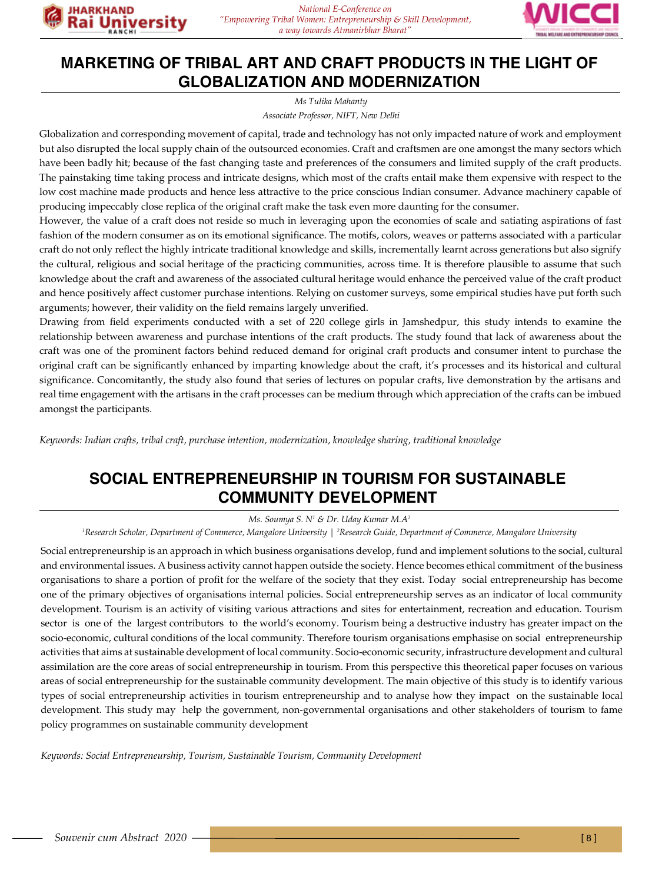# MARKETING OF TRIBAL ART AND CRAFT PRODUCTS IN THE LIGHT OF GLOBALIZATION AND MODERNIZATION

*Ms Tulika Mahanty*

*Associate Professor, NIFT, New Delhi*

Globalization and corresponding movement of capital, trade and technology has not only impacted nature of work and employment but also disrupted the local supply chain of the outsourced economies. Craft and craftsmen are one amongst the many sectors which have been badly hit; because of the fast changing taste and preferences of the consumers and limited supply of the craft products. The painstaking time taking process and intricate designs, which most of the crafts entail make them expensive with respect to the low cost machine made products and hence less attractive to the price conscious Indian consumer. Advance machinery capable of producing impeccably close replica of the original craft make the task even more daunting for the consumer.

However, the value of a craft does not reside so much in leveraging upon the economies of scale and satiating aspirations of fast fashion of the modern consumer as on its emotional significance. The motifs, colors, weaves or patterns associated with a particular craft do not only reflect the highly intricate traditional knowledge and skills, incrementally learnt across generations but also signify the cultural, religious and social heritage of the practicing communities, across time. It is therefore plausible to assume that such knowledge about the craft and awareness of the associated cultural heritage would enhance the perceived value of the craft product and hence positively affect customer purchase intentions. Relying on customer surveys, some empirical studies have put forth such arguments; however, their validity on the field remains largely unverified.

Drawing from field experiments conducted with a set of 220 college girls in Jamshedpur, this study intends to examine the relationship between awareness and purchase intentions of the craft products. The study found that lack of awareness about the craft was one of the prominent factors behind reduced demand for original craft products and consumer intent to purchase the original craft can be significantly enhanced by imparting knowledge about the craft, it's processes and its historical and cultural significance. Concomitantly, the study also found that series of lectures on popular crafts, live demonstration by the artisans and real time engagement with the artisans in the craft processes can be medium through which appreciation of the crafts can be imbued amongst the participants.

*Keywords: Indian crafts, tribal craft, purchase intention, modernization, knowledge sharing, traditional knowledge*

# SOCIAL ENTREPRENEURSHIP IN TOURISM FOR SUSTAINABLE COMMUNITY DEVELOPMENT

*Ms. Soumya S. N[1] & Dr. Uday Kumar M.A[2]*

*[1]Research Scholar, Department of Commerce, Mangalore University | [2]Research Guide, Department of Commerce, Mangalore University*

Social entrepreneurship is an approach in which business organisations develop, fund and implement solutions to the social, cultural and environmental issues. A business activity cannot happen outside the society. Hence becomes ethical commitment of the business organisations to share a portion of profit for the welfare of the society that they exist. Today social entrepreneurship has become one of the primary objectives of organisations internal policies. Social entrepreneurship serves as an indicator of local community development. Tourism is an activity of visiting various attractions and sites for entertainment, recreation and education. Tourism sector is one of the largest contributors to the world's economy. Tourism being a destructive industry has greater impact on the socio-economic, cultural conditions of the local community. Therefore tourism organisations emphasise on social entrepreneurship activities that aims at sustainable development of local community. Socio-economic security, infrastructure development and cultural assimilation are the core areas of social entrepreneurship in tourism. From this perspective this theoretical paper focuses on various areas of social entrepreneurship for the sustainable community development. The main objective of this study is to identify various types of social entrepreneurship activities in tourism entrepreneurship and to analyse how they impact on the sustainable local development. This study may help the government, non-governmental organisations and other stakeholders of tourism to fame policy programmes on sustainable community development

*Keywords: Social Entrepreneurship, Tourism, Sustainable Tourism, Community Development*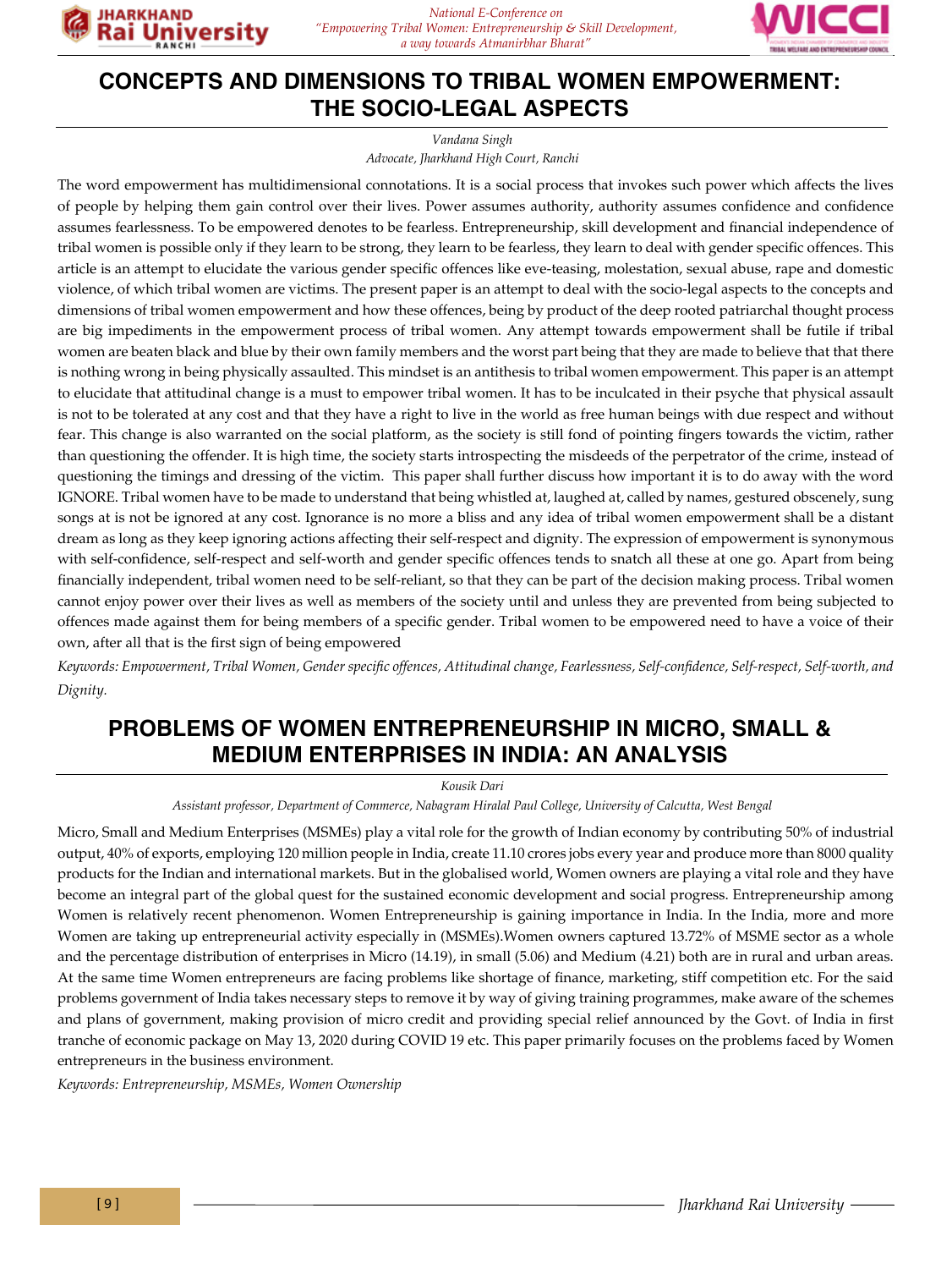## CONCEPTS AND DIMENSIONS TO TRIBAL WOMEN EMPOWERMENT: THE SOCIO-LEGAL ASPECTS

*Vandana Singh*

*Advocate, Jharkhand High Court, Ranchi*

The word empowerment has multidimensional connotations. It is a social process that invokes such power which affects the lives of people by helping them gain control over their lives. Power assumes authority, authority assumes confidence and confidence assumes fearlessness. To be empowered denotes to be fearless. Entrepreneurship, skill development and financial independence of tribal women is possible only if they learn to be strong, they learn to be fearless, they learn to deal with gender specific offences. This article is an attempt to elucidate the various gender specific offences like eve-teasing, molestation, sexual abuse, rape and domestic violence, of which tribal women are victims. The present paper is an attempt to deal with the socio-legal aspects to the concepts and dimensions of tribal women empowerment and how these offences, being by product of the deep rooted patriarchal thought process are big impediments in the empowerment process of tribal women. Any attempt towards empowerment shall be futile if tribal women are beaten black and blue by their own family members and the worst part being that they are made to believe that that there is nothing wrong in being physically assaulted. This mindset is an antithesis to tribal women empowerment. This paper is an attempt to elucidate that attitudinal change is a must to empower tribal women. It has to be inculcated in their psyche that physical assault is not to be tolerated at any cost and that they have a right to live in the world as free human beings with due respect and without fear. This change is also warranted on the social platform, as the society is still fond of pointing fingers towards the victim, rather than questioning the offender. It is high time, the society starts introspecting the misdeeds of the perpetrator of the crime, instead of questioning the timings and dressing of the victim. This paper shall further discuss how important it is to do away with the word IGNORE. Tribal women have to be made to understand that being whistled at, laughed at, called by names, gestured obscenely, sung songs at is not be ignored at any cost. Ignorance is no more a bliss and any idea of tribal women empowerment shall be a distant dream as long as they keep ignoring actions affecting their self-respect and dignity. The expression of empowerment is synonymous with self-confidence, self-respect and self-worth and gender specific offences tends to snatch all these at one go. Apart from being financially independent, tribal women need to be self-reliant, so that they can be part of the decision making process. Tribal women cannot enjoy power over their lives as well as members of the society until and unless they are prevented from being subjected to offences made against them for being members of a specific gender. Tribal women to be empowered need to have a voice of their own, after all that is the first sign of being empowered

*Keywords: Empowerment, Tribal Women, Gender specific offences, Attitudinal change, Fearlessness, Self-confidence, Self-respect, Self-worth, and Dignity.*

## PROBLEMS OF WOMEN ENTREPRENEURSHIP IN MICRO, SMALL & MEDIUM ENTERPRISES IN INDIA: AN ANALYSIS

*Kousik Dari*

*Assistant professor, Department of Commerce, Nabagram Hiralal Paul College, University of Calcutta, West Bengal*

Micro, Small and Medium Enterprises (MSMEs) play a vital role for the growth of Indian economy by contributing 50% of industrial output, 40% of exports, employing 120 million people in India, create 11.10 crores jobs every year and produce more than 8000 quality products for the Indian and international markets. But in the globalised world, Women owners are playing a vital role and they have become an integral part of the global quest for the sustained economic development and social progress. Entrepreneurship among Women is relatively recent phenomenon. Women Entrepreneurship is gaining importance in India. In the India, more and more Women are taking up entrepreneurial activity especially in (MSMEs).Women owners captured 13.72% of MSME sector as a whole and the percentage distribution of enterprises in Micro (14.19), in small (5.06) and Medium (4.21) both are in rural and urban areas. At the same time Women entrepreneurs are facing problems like shortage of finance, marketing, stiff competition etc. For the said problems government of India takes necessary steps to remove it by way of giving training programmes, make aware of the schemes and plans of government, making provision of micro credit and providing special relief announced by the Govt. of India in first tranche of economic package on May 13, 2020 during COVID 19 etc. This paper primarily focuses on the problems faced by Women entrepreneurs in the business environment.

*Keywords: Entrepreneurship, MSMEs, Women Ownership*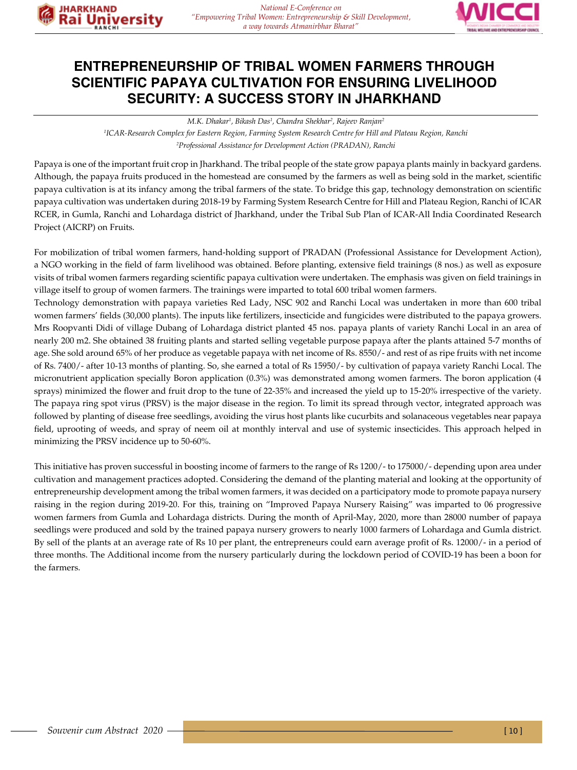# ENTREPRENEURSHIP OF TRIBAL WOMEN FARMERS THROUGH SCIENTIFIC PAPAYA CULTIVATION FOR ENSURING LIVELIHOOD SECURITY: A SUCCESS STORY IN JHARKHAND

*M.K. Dhakar[1], Bikash Das[1], Chandra Shekhar[2], Rajeev Ranjan[2]*

*[1]ICAR-Research Complex for Eastern Region, Farming System Research Centre for Hill and Plateau Region, Ranchi*

*[2]Professional Assistance for Development Action (PRADAN), Ranchi*

Papaya is one of the important fruit crop in Jharkhand. The tribal people of the state grow papaya plants mainly in backyard gardens. Although, the papaya fruits produced in the homestead are consumed by the farmers as well as being sold in the market, scientific papaya cultivation is at its infancy among the tribal farmers of the state. To bridge this gap, technology demonstration on scientific papaya cultivation was undertaken during 2018-19 by Farming System Research Centre for Hill and Plateau Region, Ranchi of ICAR RCER, in Gumla, Ranchi and Lohardaga district of Jharkhand, under the Tribal Sub Plan of ICAR-All India Coordinated Research Project (AICRP) on Fruits.

For mobilization of tribal women farmers, hand-holding support of PRADAN (Professional Assistance for Development Action), a NGO working in the field of farm livelihood was obtained. Before planting, extensive field trainings (8 nos.) as well as exposure visits of tribal women farmers regarding scientific papaya cultivation were undertaken. The emphasis was given on field trainings in village itself to group of women farmers. The trainings were imparted to total 600 tribal women farmers.

Technology demonstration with papaya varieties Red Lady, NSC 902 and Ranchi Local was undertaken in more than 600 tribal women farmers' fields (30,000 plants). The inputs like fertilizers, insecticide and fungicides were distributed to the papaya growers. Mrs Roopvanti Didi of village Dubang of Lohardaga district planted 45 nos. papaya plants of variety Ranchi Local in an area of nearly 200 m2. She obtained 38 fruiting plants and started selling vegetable purpose papaya after the plants attained 5-7 months of age. She sold around 65% of her produce as vegetable papaya with net income of Rs. 8550/- and rest of as ripe fruits with net income of Rs. 7400/- after 10-13 months of planting. So, she earned a total of Rs 15950/- by cultivation of papaya variety Ranchi Local. The micronutrient application specially Boron application (0.3%) was demonstrated among women farmers. The boron application (4 sprays) minimized the flower and fruit drop to the tune of 22-35% and increased the yield up to 15-20% irrespective of the variety. The papaya ring spot virus (PRSV) is the major disease in the region. To limit its spread through vector, integrated approach was followed by planting of disease free seedlings, avoiding the virus host plants like cucurbits and solanaceous vegetables near papaya field, uprooting of weeds, and spray of neem oil at monthly interval and use of systemic insecticides. This approach helped in minimizing the PRSV incidence up to 50-60%.

This initiative has proven successful in boosting income of farmers to the range of Rs 1200/- to 175000/- depending upon area under cultivation and management practices adopted. Considering the demand of the planting material and looking at the opportunity of entrepreneurship development among the tribal women farmers, it was decided on a participatory mode to promote papaya nursery raising in the region during 2019-20. For this, training on "Improved Papaya Nursery Raising" was imparted to 06 progressive women farmers from Gumla and Lohardaga districts. During the month of April-May, 2020, more than 28000 number of papaya seedlings were produced and sold by the trained papaya nursery growers to nearly 1000 farmers of Lohardaga and Gumla district. By sell of the plants at an average rate of Rs 10 per plant, the entrepreneurs could earn average profit of Rs. 12000/- in a period of three months. The Additional income from the nursery particularly during the lockdown period of COVID-19 has been a boon for the farmers.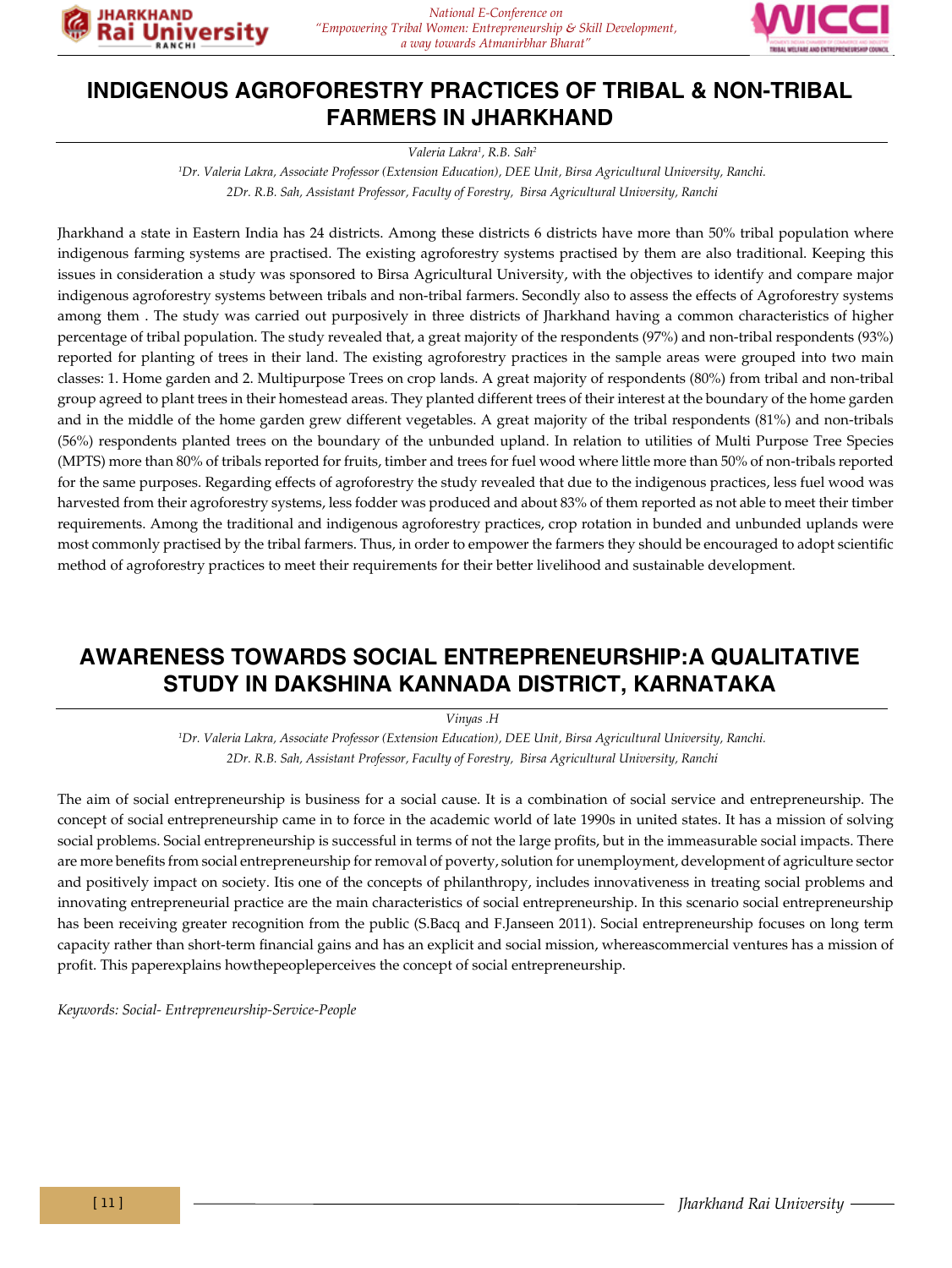# INDIGENOUS AGROFORESTRY PRACTICES OF TRIBAL & NON-TRIBAL FARMERS IN JHARKHAND

*Valeria Lakra[1], R.B. Sah[2]*

*[1]Dr. Valeria Lakra, Associate Professor (Extension Education), DEE Unit, Birsa Agricultural University, Ranchi.*

*2Dr. R.B. Sah, Assistant Professor, Faculty of Forestry, Birsa Agricultural University, Ranchi*

Jharkhand a state in Eastern India has 24 districts. Among these districts 6 districts have more than 50% tribal population where indigenous farming systems are practised. The existing agroforestry systems practised by them are also traditional. Keeping this issues in consideration a study was sponsored to Birsa Agricultural University, with the objectives to identify and compare major indigenous agroforestry systems between tribals and non-tribal farmers. Secondly also to assess the effects of Agroforestry systems among them . The study was carried out purposively in three districts of Jharkhand having a common characteristics of higher percentage of tribal population. The study revealed that, a great majority of the respondents (97%) and non-tribal respondents (93%) reported for planting of trees in their land. The existing agroforestry practices in the sample areas were grouped into two main classes: 1. Home garden and 2. Multipurpose Trees on crop lands. A great majority of respondents (80%) from tribal and non-tribal group agreed to plant trees in their homestead areas. They planted different trees of their interest at the boundary of the home garden and in the middle of the home garden grew different vegetables. A great majority of the tribal respondents (81%) and non-tribals (56%) respondents planted trees on the boundary of the unbunded upland. In relation to utilities of Multi Purpose Tree Species (MPTS) more than 80% of tribals reported for fruits, timber and trees for fuel wood where little more than 50% of non-tribals reported for the same purposes. Regarding effects of agroforestry the study revealed that due to the indigenous practices, less fuel wood was harvested from their agroforestry systems, less fodder was produced and about 83% of them reported as not able to meet their timber requirements. Among the traditional and indigenous agroforestry practices, crop rotation in bunded and unbunded uplands were most commonly practised by the tribal farmers. Thus, in order to empower the farmers they should be encouraged to adopt scientific method of agroforestry practices to meet their requirements for their better livelihood and sustainable development.

# AWARENESS TOWARDS SOCIAL ENTREPRENEURSHIP:A QUALITATIVE STUDY IN DAKSHINA KANNADA DISTRICT, KARNATAKA

*Vinyas .H*

*[1]Dr. Valeria Lakra, Associate Professor (Extension Education), DEE Unit, Birsa Agricultural University, Ranchi.*

*2Dr. R.B. Sah, Assistant Professor, Faculty of Forestry, Birsa Agricultural University, Ranchi*

The aim of social entrepreneurship is business for a social cause. It is a combination of social service and entrepreneurship. The concept of social entrepreneurship came in to force in the academic world of late 1990s in united states. It has a mission of solving social problems. Social entrepreneurship is successful in terms of not the large profits, but in the immeasurable social impacts. There are more benefits from social entrepreneurship for removal of poverty, solution for unemployment, development of agriculture sector and positively impact on society. Itis one of the concepts of philanthropy, includes innovativeness in treating social problems and innovating entrepreneurial practice are the main characteristics of social entrepreneurship. In this scenario social entrepreneurship has been receiving greater recognition from the public (S.Bacq and F.Janseen 2011). Social entrepreneurship focuses on long term capacity rather than short-term financial gains and has an explicit and social mission, whereascommercial ventures has a mission of profit. This paperexplains howthepeopleperceives the concept of social entrepreneurship.

*Keywords: Social- Entrepreneurship-Service-People*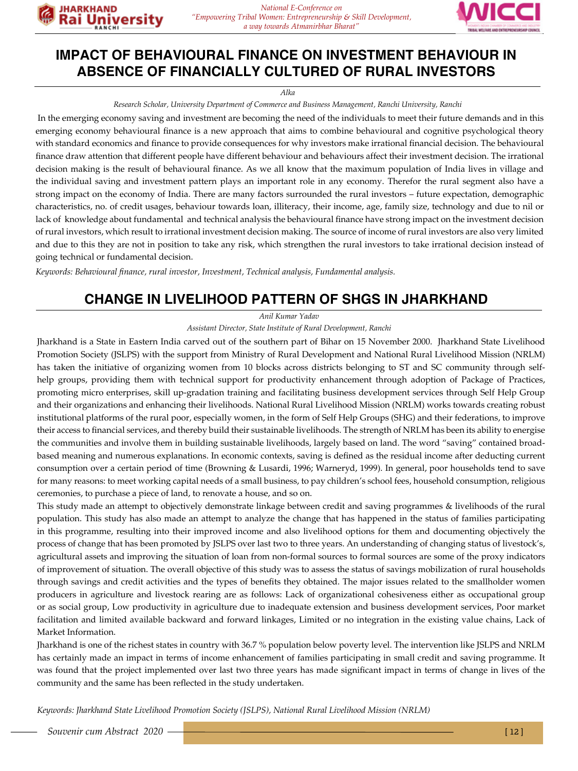# IMPACT OF BEHAVIOURAL FINANCE ON INVESTMENT BEHAVIOUR IN ABSENCE OF FINANCIALLY CULTURED OF RURAL INVESTORS

*Alka*

*Research Scholar, University Department of Commerce and Business Management, Ranchi University, Ranchi*

In the emerging economy saving and investment are becoming the need of the individuals to meet their future demands and in this emerging economy behavioural finance is a new approach that aims to combine behavioural and cognitive psychological theory with standard economics and finance to provide consequences for why investors make irrational financial decision. The behavioural finance draw attention that different people have different behaviour and behaviours affect their investment decision. The irrational decision making is the result of behavioural finance. As we all know that the maximum population of India lives in village and the individual saving and investment pattern plays an important role in any economy. Therefor the rural segment also have a strong impact on the economy of India. There are many factors surrounded the rural investors – future expectation, demographic characteristics, no. of credit usages, behaviour towards loan, illiteracy, their income, age, family size, technology and due to nil or lack of knowledge about fundamental and technical analysis the behavioural finance have strong impact on the investment decision of rural investors, which result to irrational investment decision making. The source of income of rural investors are also very limited and due to this they are not in position to take any risk, which strengthen the rural investors to take irrational decision instead of going technical or fundamental decision.

*Keywords: Behavioural finance, rural investor, Investment, Technical analysis, Fundamental analysis.*

# CHANGE IN LIVELIHOOD PATTERN OF SHGS IN JHARKHAND

*Anil Kumar Yadav*

*Assistant Director, State Institute of Rural Development, Ranchi*

Jharkhand is a State in Eastern India carved out of the southern part of Bihar on 15 November 2000. Jharkhand State Livelihood Promotion Society (JSLPS) with the support from Ministry of Rural Development and National Rural Livelihood Mission (NRLM) has taken the initiative of organizing women from 10 blocks across districts belonging to ST and SC community through self-help groups, providing them with technical support for productivity enhancement through adoption of Package of Practices, promoting micro enterprises, skill up-gradation training and facilitating business development services through Self Help Group and their organizations and enhancing their livelihoods. National Rural Livelihood Mission (NRLM) works towards creating robust institutional platforms of the rural poor, especially women, in the form of Self Help Groups (SHG) and their federations, to improve their access to financial services, and thereby build their sustainable livelihoods. The strength of NRLM has been its ability to energise the communities and involve them in building sustainable livelihoods, largely based on land. The word "saving" contained broad-based meaning and numerous explanations. In economic contexts, saving is defined as the residual income after deducting current consumption over a certain period of time (Browning & Lusardi, 1996; Warneryd, 1999). In general, poor households tend to save for many reasons: to meet working capital needs of a small business, to pay children's school fees, household consumption, religious ceremonies, to purchase a piece of land, to renovate a house, and so on.

This study made an attempt to objectively demonstrate linkage between credit and saving programmes & livelihoods of the rural population. This study has also made an attempt to analyze the change that has happened in the status of families participating in this programme, resulting into their improved income and also livelihood options for them and documenting objectively the process of change that has been promoted by JSLPS over last two to three years. An understanding of changing status of livestock's, agricultural assets and improving the situation of loan from non-formal sources to formal sources are some of the proxy indicators of improvement of situation. The overall objective of this study was to assess the status of savings mobilization of rural households through savings and credit activities and the types of benefits they obtained. The major issues related to the smallholder women producers in agriculture and livestock rearing are as follows: Lack of organizational cohesiveness either as occupational group or as social group, Low productivity in agriculture due to inadequate extension and business development services, Poor market facilitation and limited available backward and forward linkages, Limited or no integration in the existing value chains, Lack of Market Information.

Jharkhand is one of the richest states in country with 36.7 % population below poverty level. The intervention like JSLPS and NRLM has certainly made an impact in terms of income enhancement of families participating in small credit and saving programme. It was found that the project implemented over last two three years has made significant impact in terms of change in lives of the community and the same has been reflected in the study undertaken.

*Keywords: Jharkhand State Livelihood Promotion Society (JSLPS), National Rural Livelihood Mission (NRLM)*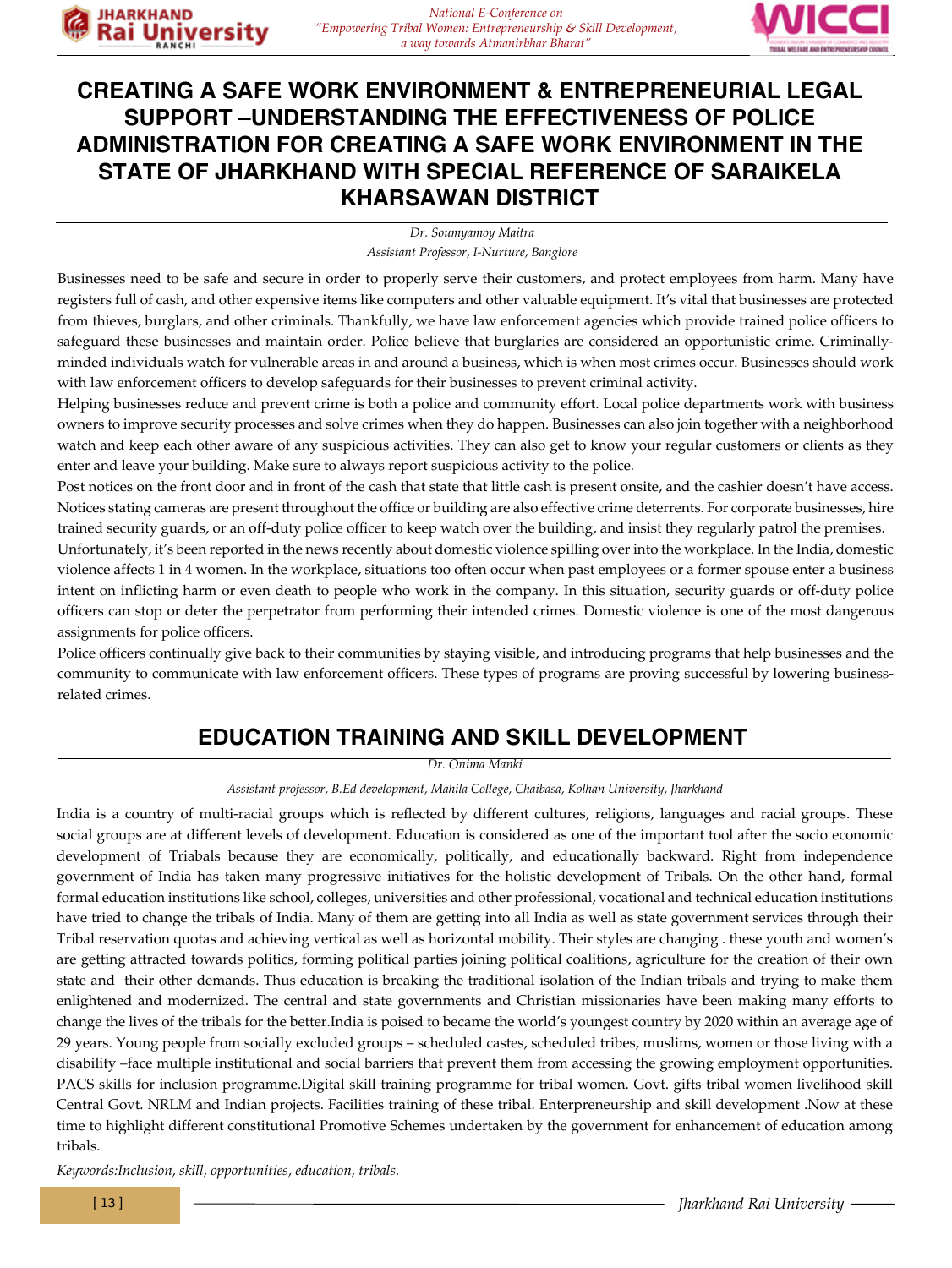# CREATING A SAFE WORK ENVIRONMENT & ENTREPRENEURIAL LEGAL SUPPORT –UNDERSTANDING THE EFFECTIVENESS OF POLICE ADMINISTRATION FOR CREATING A SAFE WORK ENVIRONMENT IN THE STATE OF JHARKHAND WITH SPECIAL REFERENCE OF SARAIKELA KHARSAWAN DISTRICT

*Dr. Soumyamoy Maitra*

*Assistant Professor, I-Nurture, Banglore*

Businesses need to be safe and secure in order to properly serve their customers, and protect employees from harm. Many have registers full of cash, and other expensive items like computers and other valuable equipment. It's vital that businesses are protected from thieves, burglars, and other criminals. Thankfully, we have law enforcement agencies which provide trained police officers to safeguard these businesses and maintain order. Police believe that burglaries are considered an opportunistic crime. Criminally-minded individuals watch for vulnerable areas in and around a business, which is when most crimes occur. Businesses should work with law enforcement officers to develop safeguards for their businesses to prevent criminal activity.

Helping businesses reduce and prevent crime is both a police and community effort. Local police departments work with business owners to improve security processes and solve crimes when they do happen. Businesses can also join together with a neighborhood watch and keep each other aware of any suspicious activities. They can also get to know your regular customers or clients as they enter and leave your building. Make sure to always report suspicious activity to the police.

Post notices on the front door and in front of the cash that state that little cash is present onsite, and the cashier doesn't have access. Notices stating cameras are present throughout the office or building are also effective crime deterrents. For corporate businesses, hire trained security guards, or an off-duty police officer to keep watch over the building, and insist they regularly patrol the premises.

Unfortunately, it's been reported in the news recently about domestic violence spilling over into the workplace. In the India, domestic violence affects 1 in 4 women. In the workplace, situations too often occur when past employees or a former spouse enter a business intent on inflicting harm or even death to people who work in the company. In this situation, security guards or off-duty police officers can stop or deter the perpetrator from performing their intended crimes. Domestic violence is one of the most dangerous assignments for police officers.

Police officers continually give back to their communities by staying visible, and introducing programs that help businesses and the community to communicate with law enforcement officers. These types of programs are proving successful by lowering business-related crimes.

# EDUCATION TRAINING AND SKILL DEVELOPMENT

*Dr. Onima Manki*

*Assistant professor, B.Ed development, Mahila College, Chaibasa, Kolhan University, Jharkhand*

India is a country of multi-racial groups which is reflected by different cultures, religions, languages and racial groups. These social groups are at different levels of development. Education is considered as one of the important tool after the socio economic development of Triabals because they are economically, politically, and educationally backward. Right from independence government of India has taken many progressive initiatives for the holistic development of Tribals. On the other hand, formal formal education institutions like school, colleges, universities and other professional, vocational and technical education institutions have tried to change the tribals of India. Many of them are getting into all India as well as state government services through their Tribal reservation quotas and achieving vertical as well as horizontal mobility. Their styles are changing . these youth and women's are getting attracted towards politics, forming political parties joining political coalitions, agriculture for the creation of their own state and their other demands. Thus education is breaking the traditional isolation of the Indian tribals and trying to make them enlightened and modernized. The central and state governments and Christian missionaries have been making many efforts to change the lives of the tribals for the better.India is poised to became the world's youngest country by 2020 within an average age of 29 years. Young people from socially excluded groups – scheduled castes, scheduled tribes, muslims, women or those living with a disability –face multiple institutional and social barriers that prevent them from accessing the growing employment opportunities. PACS skills for inclusion programme.Digital skill training programme for tribal women. Govt. gifts tribal women livelihood skill Central Govt. NRLM and Indian projects. Facilities training of these tribal. Enterpreneurship and skill development .Now at these time to highlight different constitutional Promotive Schemes undertaken by the government for enhancement of education among tribals.

*Keywords:Inclusion, skill, opportunities, education, tribals.*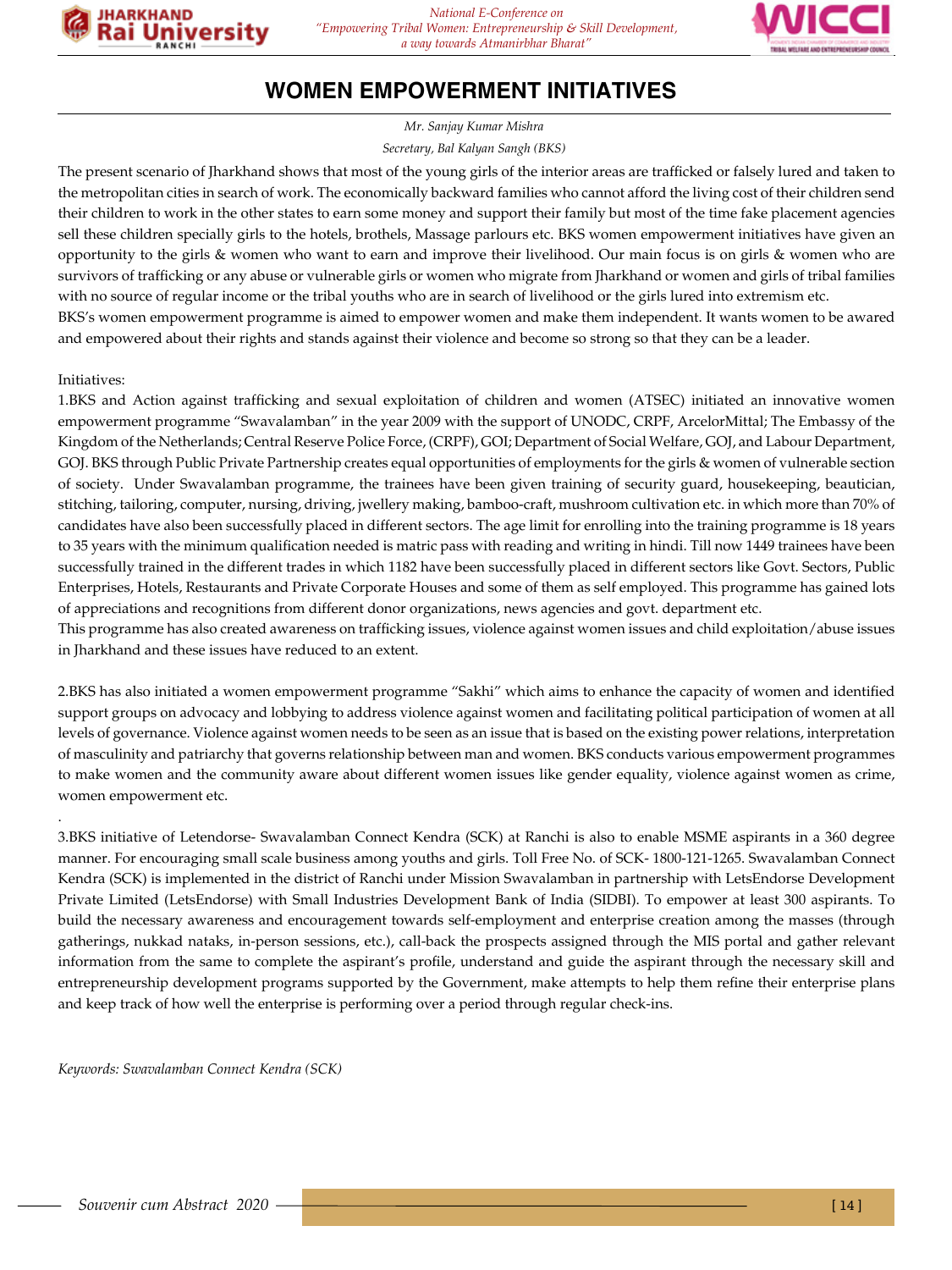# WOMEN EMPOWERMENT INITIATIVES

*Mr. Sanjay Kumar Mishra*

*Secretary, Bal Kalyan Sangh (BKS)*

The present scenario of Jharkhand shows that most of the young girls of the interior areas are trafficked or falsely lured and taken to the metropolitan cities in search of work. The economically backward families who cannot afford the living cost of their children send their children to work in the other states to earn some money and support their family but most of the time fake placement agencies sell these children specially girls to the hotels, brothels, Massage parlours etc. BKS women empowerment initiatives have given an opportunity to the girls & women who want to earn and improve their livelihood. Our main focus is on girls & women who are survivors of trafficking or any abuse or vulnerable girls or women who migrate from Jharkhand or women and girls of tribal families with no source of regular income or the tribal youths who are in search of livelihood or the girls lured into extremism etc.

BKS's women empowerment programme is aimed to empower women and make them independent. It wants women to be awared and empowered about their rights and stands against their violence and become so strong so that they can be a leader.

Initiatives:

1.BKS and Action against trafficking and sexual exploitation of children and women (ATSEC) initiated an innovative women empowerment programme "Swavalamban" in the year 2009 with the support of UNODC, CRPF, ArcelorMittal; The Embassy of the Kingdom of the Netherlands; Central Reserve Police Force, (CRPF), GOI; Department of Social Welfare, GOJ, and Labour Department, GOJ. BKS through Public Private Partnership creates equal opportunities of employments for the girls & women of vulnerable section of society. Under Swavalamban programme, the trainees have been given training of security guard, housekeeping, beautician, stitching, tailoring, computer, nursing, driving, jwellery making, bamboo-craft, mushroom cultivation etc. in which more than 70% of candidates have also been successfully placed in different sectors. The age limit for enrolling into the training programme is 18 years to 35 years with the minimum qualification needed is matric pass with reading and writing in hindi. Till now 1449 trainees have been successfully trained in the different trades in which 1182 have been successfully placed in different sectors like Govt. Sectors, Public Enterprises, Hotels, Restaurants and Private Corporate Houses and some of them as self employed. This programme has gained lots of appreciations and recognitions from different donor organizations, news agencies and govt. department etc.

This programme has also created awareness on trafficking issues, violence against women issues and child exploitation/abuse issues in Jharkhand and these issues have reduced to an extent.

2.BKS has also initiated a women empowerment programme "Sakhi" which aims to enhance the capacity of women and identified support groups on advocacy and lobbying to address violence against women and facilitating political participation of women at all levels of governance. Violence against women needs to be seen as an issue that is based on the existing power relations, interpretation of masculinity and patriarchy that governs relationship between man and women. BKS conducts various empowerment programmes to make women and the community aware about different women issues like gender equality, violence against women as crime, women empowerment etc.

3.BKS initiative of Letendorse- Swavalamban Connect Kendra (SCK) at Ranchi is also to enable MSME aspirants in a 360 degree manner. For encouraging small scale business among youths and girls. Toll Free No. of SCK- 1800-121-1265. Swavalamban Connect Kendra (SCK) is implemented in the district of Ranchi under Mission Swavalamban in partnership with LetsEndorse Development Private Limited (LetsEndorse) with Small Industries Development Bank of India (SIDBI). To empower at least 300 aspirants. To build the necessary awareness and encouragement towards self-employment and enterprise creation among the masses (through gatherings, nukkad nataks, in-person sessions, etc.), call-back the prospects assigned through the MIS portal and gather relevant information from the same to complete the aspirant's profile, understand and guide the aspirant through the necessary skill and entrepreneurship development programs supported by the Government, make attempts to help them refine their enterprise plans and keep track of how well the enterprise is performing over a period through regular check-ins.

*Keywords: Swavalamban Connect Kendra (SCK)*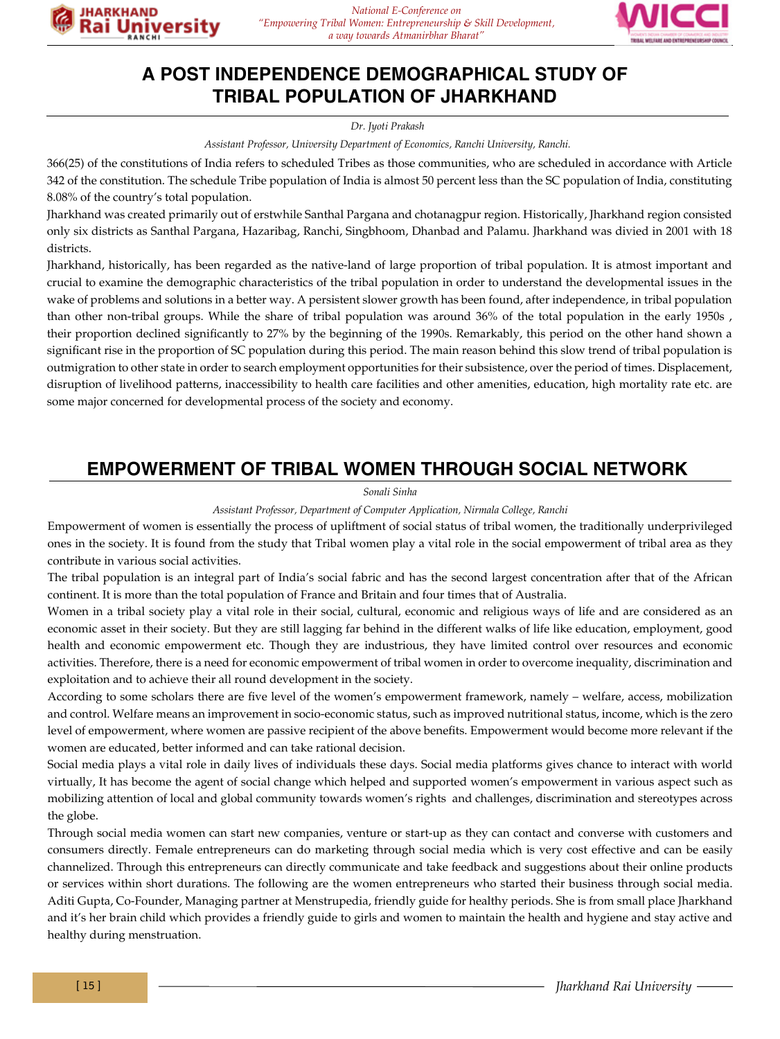# A POST INDEPENDENCE DEMOGRAPHICAL STUDY OF TRIBAL POPULATION OF JHARKHAND

*Dr. Jyoti Prakash*

*Assistant Professor, University Department of Economics, Ranchi University, Ranchi.*

366(25) of the constitutions of India refers to scheduled Tribes as those communities, who are scheduled in accordance with Article 342 of the constitution. The schedule Tribe population of India is almost 50 percent less than the SC population of India, constituting 8.08% of the country's total population.

Jharkhand was created primarily out of erstwhile Santhal Pargana and chotanagpur region. Historically, Jharkhand region consisted only six districts as Santhal Pargana, Hazaribag, Ranchi, Singbhoom, Dhanbad and Palamu. Jharkhand was divied in 2001 with 18 districts.

Jharkhand, historically, has been regarded as the native-land of large proportion of tribal population. It is atmost important and crucial to examine the demographic characteristics of the tribal population in order to understand the developmental issues in the wake of problems and solutions in a better way. A persistent slower growth has been found, after independence, in tribal population than other non-tribal groups. While the share of tribal population was around 36% of the total population in the early 1950s , their proportion declined significantly to 27% by the beginning of the 1990s. Remarkably, this period on the other hand shown a significant rise in the proportion of SC population during this period. The main reason behind this slow trend of tribal population is outmigration to other state in order to search employment opportunities for their subsistence, over the period of times. Displacement, disruption of livelihood patterns, inaccessibility to health care facilities and other amenities, education, high mortality rate etc. are some major concerned for developmental process of the society and economy.

# EMPOWERMENT OF TRIBAL WOMEN THROUGH SOCIAL NETWORK

*Sonali Sinha*

*Assistant Professor, Department of Computer Application, Nirmala College, Ranchi*

Empowerment of women is essentially the process of upliftment of social status of tribal women, the traditionally underprivileged ones in the society. It is found from the study that Tribal women play a vital role in the social empowerment of tribal area as they contribute in various social activities.

The tribal population is an integral part of India's social fabric and has the second largest concentration after that of the African continent. It is more than the total population of France and Britain and four times that of Australia.

Women in a tribal society play a vital role in their social, cultural, economic and religious ways of life and are considered as an economic asset in their society. But they are still lagging far behind in the different walks of life like education, employment, good health and economic empowerment etc. Though they are industrious, they have limited control over resources and economic activities. Therefore, there is a need for economic empowerment of tribal women in order to overcome inequality, discrimination and exploitation and to achieve their all round development in the society.

According to some scholars there are five level of the women's empowerment framework, namely – welfare, access, mobilization and control. Welfare means an improvement in socio-economic status, such as improved nutritional status, income, which is the zero level of empowerment, where women are passive recipient of the above benefits. Empowerment would become more relevant if the women are educated, better informed and can take rational decision.

Social media plays a vital role in daily lives of individuals these days. Social media platforms gives chance to interact with world virtually, It has become the agent of social change which helped and supported women's empowerment in various aspect such as mobilizing attention of local and global community towards women's rights and challenges, discrimination and stereotypes across the globe.

Through social media women can start new companies, venture or start-up as they can contact and converse with customers and consumers directly. Female entrepreneurs can do marketing through social media which is very cost effective and can be easily channelized. Through this entrepreneurs can directly communicate and take feedback and suggestions about their online products or services within short durations. The following are the women entrepreneurs who started their business through social media. Aditi Gupta, Co-Founder, Managing partner at Menstrupedia, friendly guide for healthy periods. She is from small place Jharkhand and it's her brain child which provides a friendly guide to girls and women to maintain the health and hygiene and stay active and healthy during menstruation.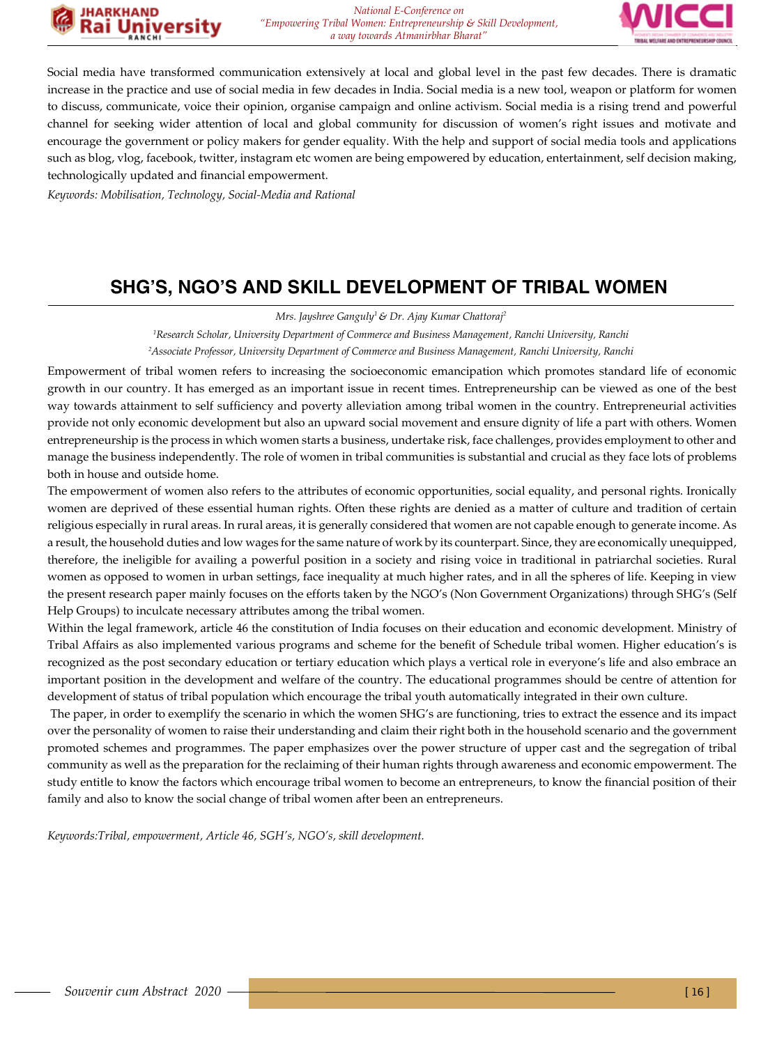Social media have transformed communication extensively at local and global level in the past few decades. There is dramatic increase in the practice and use of social media in few decades in India. Social media is a new tool, weapon or platform for women to discuss, communicate, voice their opinion, organise campaign and online activism. Social media is a rising trend and powerful channel for seeking wider attention of local and global community for discussion of women's right issues and motivate and encourage the government or policy makers for gender equality. With the help and support of social media tools and applications such as blog, vlog, facebook, twitter, instagram etc women are being empowered by education, entertainment, self decision making, technologically updated and financial empowerment.

*Keywords: Mobilisation, Technology, Social-Media and Rational*

## SHG'S, NGO'S AND SKILL DEVELOPMENT OF TRIBAL WOMEN

*Mrs. Jayshree Ganguly[1] & Dr. Ajay Kumar Chattoraj[2]*

*[1]Research Scholar, University Department of Commerce and Business Management, Ranchi University, Ranchi*

*[2]Associate Professor, University Department of Commerce and Business Management, Ranchi University, Ranchi*

Empowerment of tribal women refers to increasing the socioeconomic emancipation which promotes standard life of economic growth in our country. It has emerged as an important issue in recent times. Entrepreneurship can be viewed as one of the best way towards attainment to self sufficiency and poverty alleviation among tribal women in the country. Entrepreneurial activities provide not only economic development but also an upward social movement and ensure dignity of life a part with others. Women entrepreneurship is the process in which women starts a business, undertake risk, face challenges, provides employment to other and manage the business independently. The role of women in tribal communities is substantial and crucial as they face lots of problems both in house and outside home.

The empowerment of women also refers to the attributes of economic opportunities, social equality, and personal rights. Ironically women are deprived of these essential human rights. Often these rights are denied as a matter of culture and tradition of certain religious especially in rural areas. In rural areas, it is generally considered that women are not capable enough to generate income. As a result, the household duties and low wages for the same nature of work by its counterpart. Since, they are economically unequipped, therefore, the ineligible for availing a powerful position in a society and rising voice in traditional in patriarchal societies. Rural women as opposed to women in urban settings, face inequality at much higher rates, and in all the spheres of life. Keeping in view the present research paper mainly focuses on the efforts taken by the NGO's (Non Government Organizations) through SHG's (Self Help Groups) to inculcate necessary attributes among the tribal women.

Within the legal framework, article 46 the constitution of India focuses on their education and economic development. Ministry of Tribal Affairs as also implemented various programs and scheme for the benefit of Schedule tribal women. Higher education's is recognized as the post secondary education or tertiary education which plays a vertical role in everyone's life and also embrace an important position in the development and welfare of the country. The educational programmes should be centre of attention for development of status of tribal population which encourage the tribal youth automatically integrated in their own culture.

The paper, in order to exemplify the scenario in which the women SHG's are functioning, tries to extract the essence and its impact over the personality of women to raise their understanding and claim their right both in the household scenario and the government promoted schemes and programmes. The paper emphasizes over the power structure of upper cast and the segregation of tribal community as well as the preparation for the reclaiming of their human rights through awareness and economic empowerment. The study entitle to know the factors which encourage tribal women to become an entrepreneurs, to know the financial position of their family and also to know the social change of tribal women after been an entrepreneurs.

*Keywords:Tribal, empowerment, Article 46, SGH's, NGO's, skill development.*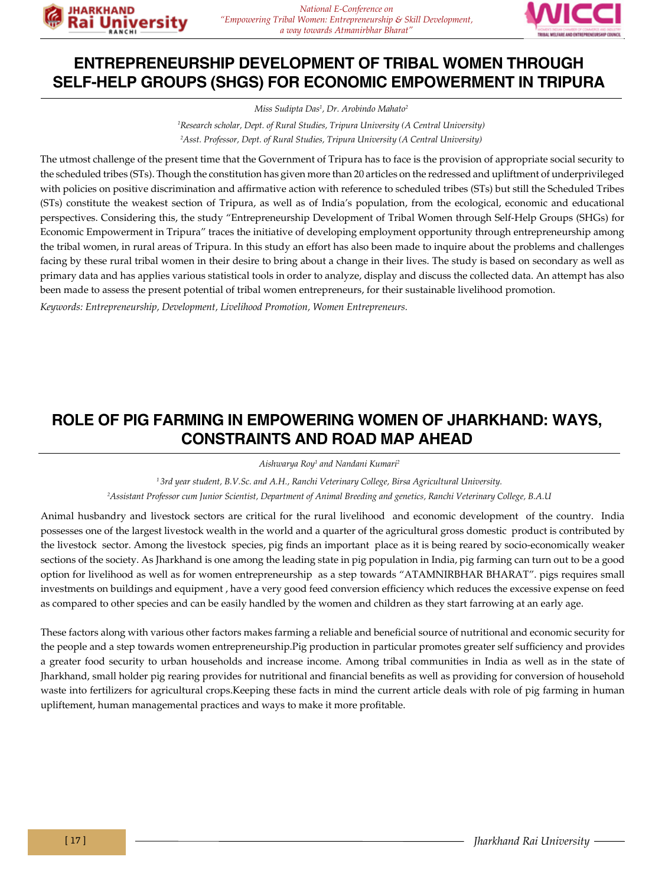# ENTREPRENEURSHIP DEVELOPMENT OF TRIBAL WOMEN THROUGH SELF-HELP GROUPS (SHGS) FOR ECONOMIC EMPOWERMENT IN TRIPURA

*Miss Sudipta Das[1], Dr. Arobindo Mahato[2]*

*[1]Research scholar, Dept. of Rural Studies, Tripura University (A Central University)*

*[2]Asst. Professor, Dept. of Rural Studies, Tripura University (A Central University)*

The utmost challenge of the present time that the Government of Tripura has to face is the provision of appropriate social security to the scheduled tribes (STs). Though the constitution has given more than 20 articles on the redressed and upliftment of underprivileged with policies on positive discrimination and affirmative action with reference to scheduled tribes (STs) but still the Scheduled Tribes (STs) constitute the weakest section of Tripura, as well as of India's population, from the ecological, economic and educational perspectives. Considering this, the study "Entrepreneurship Development of Tribal Women through Self-Help Groups (SHGs) for Economic Empowerment in Tripura" traces the initiative of developing employment opportunity through entrepreneurship among the tribal women, in rural areas of Tripura. In this study an effort has also been made to inquire about the problems and challenges facing by these rural tribal women in their desire to bring about a change in their lives. The study is based on secondary as well as primary data and has applies various statistical tools in order to analyze, display and discuss the collected data. An attempt has also been made to assess the present potential of tribal women entrepreneurs, for their sustainable livelihood promotion.

*Keywords: Entrepreneurship, Development, Livelihood Promotion, Women Entrepreneurs.*

# ROLE OF PIG FARMING IN EMPOWERING WOMEN OF JHARKHAND: WAYS, CONSTRAINTS AND ROAD MAP AHEAD

*Aishwarya Roy[1] and Nandani Kumari[2]*

*[1] 3rd year student, B.V.Sc. and A.H., Ranchi Veterinary College, Birsa Agricultural University.*

*[2]Assistant Professor cum Junior Scientist, Department of Animal Breeding and genetics, Ranchi Veterinary College, B.A.U*

Animal husbandry and livestock sectors are critical for the rural livelihood and economic development of the country. India possesses one of the largest livestock wealth in the world and a quarter of the agricultural gross domestic product is contributed by the livestock sector. Among the livestock species, pig finds an important place as it is being reared by socio-economically weaker sections of the society. As Jharkhand is one among the leading state in pig population in India, pig farming can turn out to be a good option for livelihood as well as for women entrepreneurship as a step towards "ATAMNIRBHAR BHARAT". pigs requires small investments on buildings and equipment , have a very good feed conversion efficiency which reduces the excessive expense on feed as compared to other species and can be easily handled by the women and children as they start farrowing at an early age.

These factors along with various other factors makes farming a reliable and beneficial source of nutritional and economic security for the people and a step towards women entrepreneurship.Pig production in particular promotes greater self sufficiency and provides a greater food security to urban households and increase income. Among tribal communities in India as well as in the state of Jharkhand, small holder pig rearing provides for nutritional and financial benefits as well as providing for conversion of household waste into fertilizers for agricultural crops.Keeping these facts in mind the current article deals with role of pig farming in human upliftement, human managemental practices and ways to make it more profitable.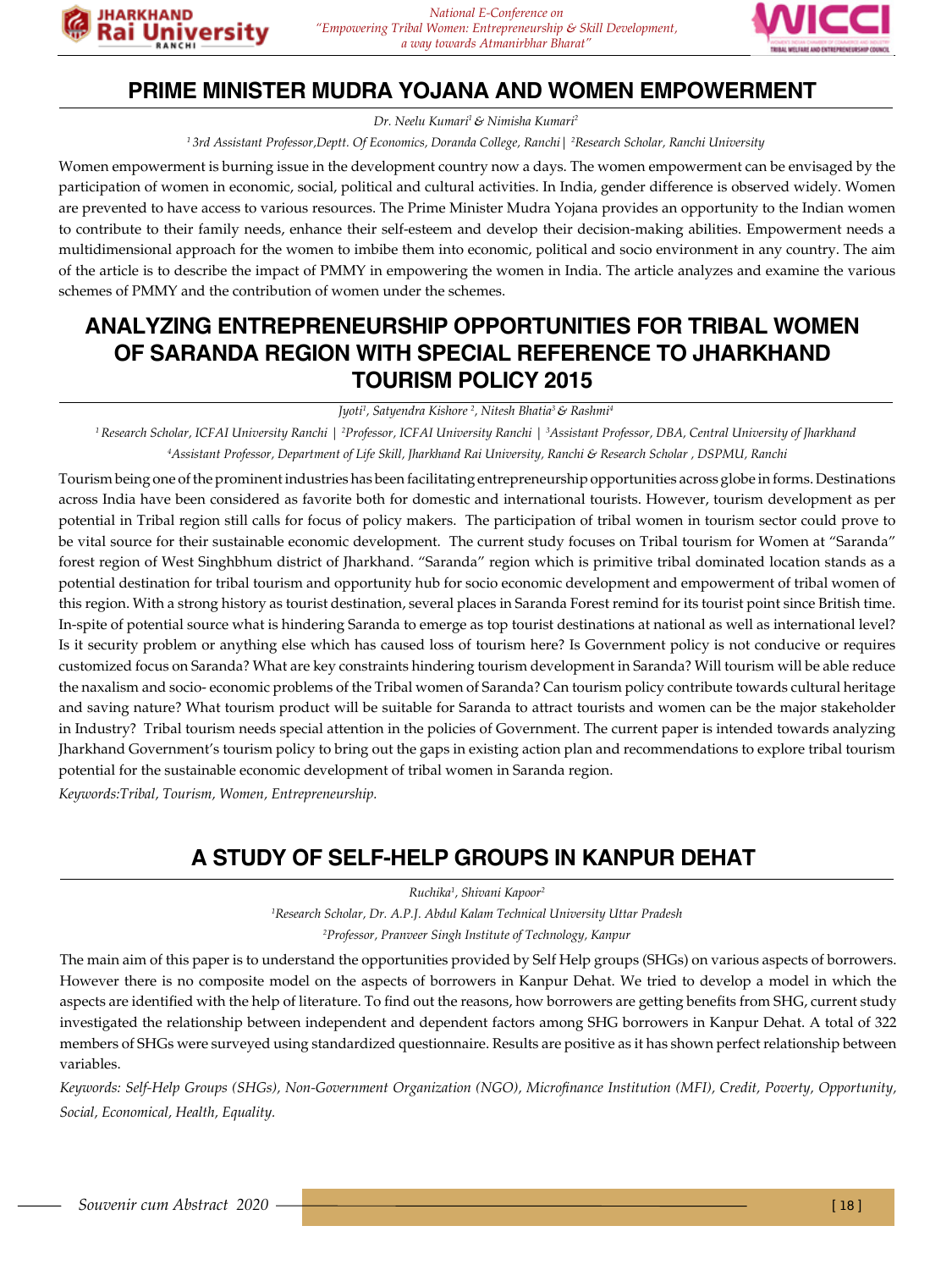# PRIME MINISTER MUDRA YOJANA AND WOMEN EMPOWERMENT

*Dr. Neelu Kumari[1] & Nimisha Kumari[2]*

*[1] 3rd Assistant Professor,Deptt. Of Economics, Doranda College, Ranchi | [2]Research Scholar, Ranchi University*

Women empowerment is burning issue in the development country now a days. The women empowerment can be envisaged by the participation of women in economic, social, political and cultural activities. In India, gender difference is observed widely. Women are prevented to have access to various resources. The Prime Minister Mudra Yojana provides an opportunity to the Indian women to contribute to their family needs, enhance their self-esteem and develop their decision-making abilities. Empowerment needs a multidimensional approach for the women to imbibe them into economic, political and socio environment in any country. The aim of the article is to describe the impact of PMMY in empowering the women in India. The article analyzes and examine the various schemes of PMMY and the contribution of women under the schemes.

# ANALYZING ENTREPRENEURSHIP OPPORTUNITIES FOR TRIBAL WOMEN OF SARANDA REGION WITH SPECIAL REFERENCE TO JHARKHAND TOURISM POLICY 2015

*Jyoti[1], Satyendra Kishore [2], Nitesh Bhatia[3] & Rashmi[4]*

*[1] Research Scholar, ICFAI University Ranchi | [2]Professor, ICFAI University Ranchi | [3]Assistant Professor, DBA, Central University of Jharkhand*
*[4]Assistant Professor, Department of Life Skill, Jharkhand Rai University, Ranchi & Research Scholar , DSPMU, Ranchi*

Tourism being one of the prominent industries has been facilitating entrepreneurship opportunities across globe in forms. Destinations across India have been considered as favorite both for domestic and international tourists. However, tourism development as per potential in Tribal region still calls for focus of policy makers. The participation of tribal women in tourism sector could prove to be vital source for their sustainable economic development. The current study focuses on Tribal tourism for Women at "Saranda" forest region of West Singhbhum district of Jharkhand. "Saranda" region which is primitive tribal dominated location stands as a potential destination for tribal tourism and opportunity hub for socio economic development and empowerment of tribal women of this region. With a strong history as tourist destination, several places in Saranda Forest remind for its tourist point since British time. In-spite of potential source what is hindering Saranda to emerge as top tourist destinations at national as well as international level? Is it security problem or anything else which has caused loss of tourism here? Is Government policy is not conducive or requires customized focus on Saranda? What are key constraints hindering tourism development in Saranda? Will tourism will be able reduce the naxalism and socio- economic problems of the Tribal women of Saranda? Can tourism policy contribute towards cultural heritage and saving nature? What tourism product will be suitable for Saranda to attract tourists and women can be the major stakeholder in Industry? Tribal tourism needs special attention in the policies of Government. The current paper is intended towards analyzing Jharkhand Government's tourism policy to bring out the gaps in existing action plan and recommendations to explore tribal tourism potential for the sustainable economic development of tribal women in Saranda region.

*Keywords:Tribal, Tourism, Women, Entrepreneurship.*

# A STUDY OF SELF-HELP GROUPS IN KANPUR DEHAT

*Ruchika[1], Shivani Kapoor[2]*

*[1]Research Scholar, Dr. A.P.J. Abdul Kalam Technical University Uttar Pradesh*
*[2]Professor, Pranveer Singh Institute of Technology, Kanpur*

The main aim of this paper is to understand the opportunities provided by Self Help groups (SHGs) on various aspects of borrowers. However there is no composite model on the aspects of borrowers in Kanpur Dehat. We tried to develop a model in which the aspects are identified with the help of literature. To find out the reasons, how borrowers are getting benefits from SHG, current study investigated the relationship between independent and dependent factors among SHG borrowers in Kanpur Dehat. A total of 322 members of SHGs were surveyed using standardized questionnaire. Results are positive as it has shown perfect relationship between variables.

*Keywords: Self-Help Groups (SHGs), Non-Government Organization (NGO), Microfinance Institution (MFI), Credit, Poverty, Opportunity, Social, Economical, Health, Equality.*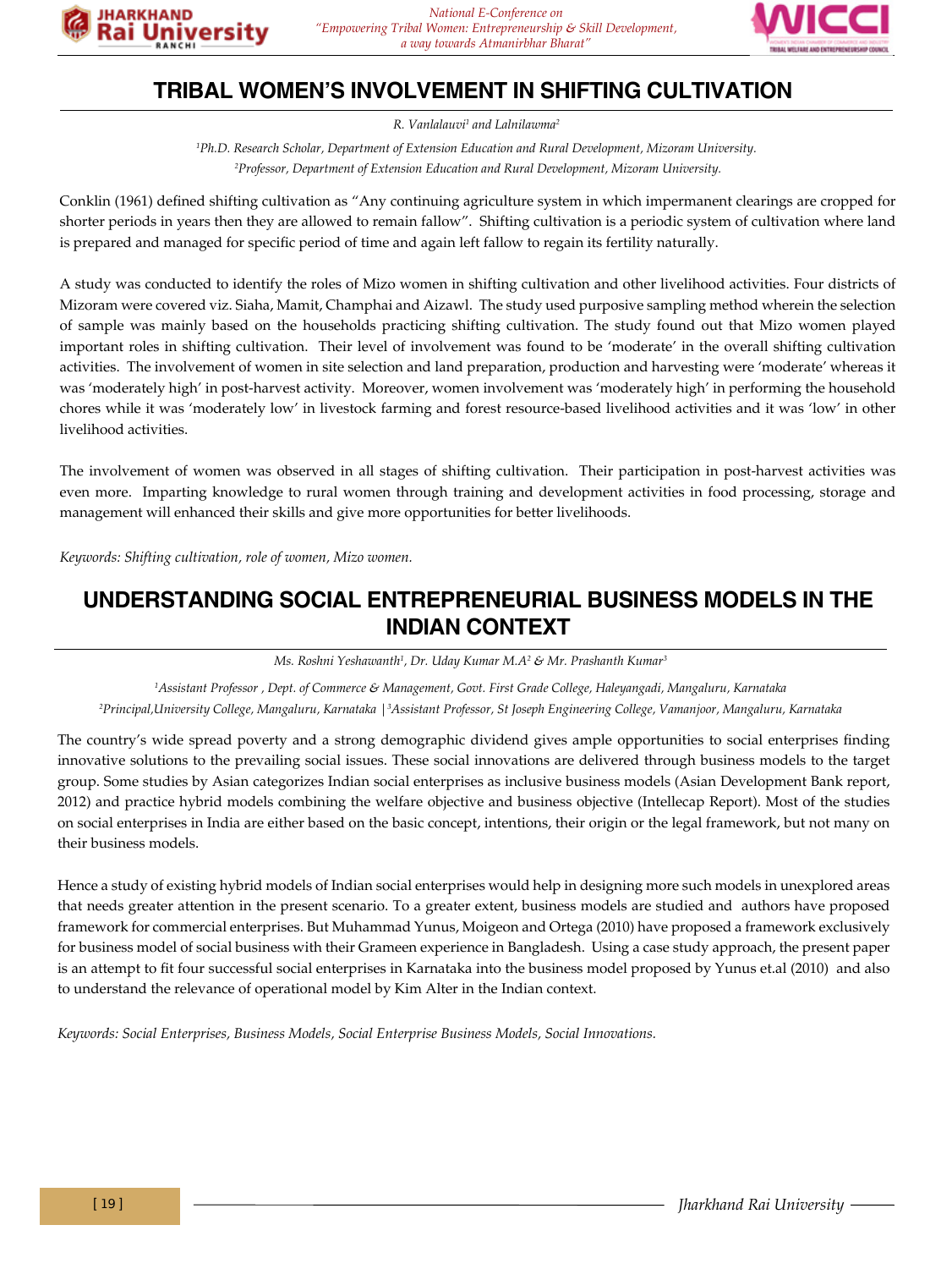# TRIBAL WOMEN'S INVOLVEMENT IN SHIFTING CULTIVATION

*R. Vanlalauvi[1] and Lalnilawma[2]*

*[1]Ph.D. Research Scholar, Department of Extension Education and Rural Development, Mizoram University.*
*[2]Professor, Department of Extension Education and Rural Development, Mizoram University.*

Conklin (1961) defined shifting cultivation as "Any continuing agriculture system in which impermanent clearings are cropped for shorter periods in years then they are allowed to remain fallow". Shifting cultivation is a periodic system of cultivation where land is prepared and managed for specific period of time and again left fallow to regain its fertility naturally.

A study was conducted to identify the roles of Mizo women in shifting cultivation and other livelihood activities. Four districts of Mizoram were covered viz. Siaha, Mamit, Champhai and Aizawl. The study used purposive sampling method wherein the selection of sample was mainly based on the households practicing shifting cultivation. The study found out that Mizo women played important roles in shifting cultivation. Their level of involvement was found to be 'moderate' in the overall shifting cultivation activities. The involvement of women in site selection and land preparation, production and harvesting were 'moderate' whereas it was 'moderately high' in post-harvest activity. Moreover, women involvement was 'moderately high' in performing the household chores while it was 'moderately low' in livestock farming and forest resource-based livelihood activities and it was 'low' in other livelihood activities.

The involvement of women was observed in all stages of shifting cultivation. Their participation in post-harvest activities was even more. Imparting knowledge to rural women through training and development activities in food processing, storage and management will enhanced their skills and give more opportunities for better livelihoods.

*Keywords: Shifting cultivation, role of women, Mizo women.*

# UNDERSTANDING SOCIAL ENTREPRENEURIAL BUSINESS MODELS IN THE INDIAN CONTEXT

*Ms. Roshni Yeshawanth[1], Dr. Uday Kumar M.A[2] & Mr. Prashanth Kumar[3]*

*[1]Assistant Professor , Dept. of Commerce & Management, Govt. First Grade College, Haleyangadi, Mangaluru, Karnataka*
*[2]Principal,University College, Mangaluru, Karnataka | [3]Assistant Professor, St Joseph Engineering College, Vamanjoor, Mangaluru, Karnataka*

The country's wide spread poverty and a strong demographic dividend gives ample opportunities to social enterprises finding innovative solutions to the prevailing social issues. These social innovations are delivered through business models to the target group. Some studies by Asian categorizes Indian social enterprises as inclusive business models (Asian Development Bank report, 2012) and practice hybrid models combining the welfare objective and business objective (Intellecap Report). Most of the studies on social enterprises in India are either based on the basic concept, intentions, their origin or the legal framework, but not many on their business models.

Hence a study of existing hybrid models of Indian social enterprises would help in designing more such models in unexplored areas that needs greater attention in the present scenario. To a greater extent, business models are studied and authors have proposed framework for commercial enterprises. But Muhammad Yunus, Moigeon and Ortega (2010) have proposed a framework exclusively for business model of social business with their Grameen experience in Bangladesh. Using a case study approach, the present paper is an attempt to fit four successful social enterprises in Karnataka into the business model proposed by Yunus et.al (2010) and also to understand the relevance of operational model by Kim Alter in the Indian context.

*Keywords: Social Enterprises, Business Models, Social Enterprise Business Models, Social Innovations.*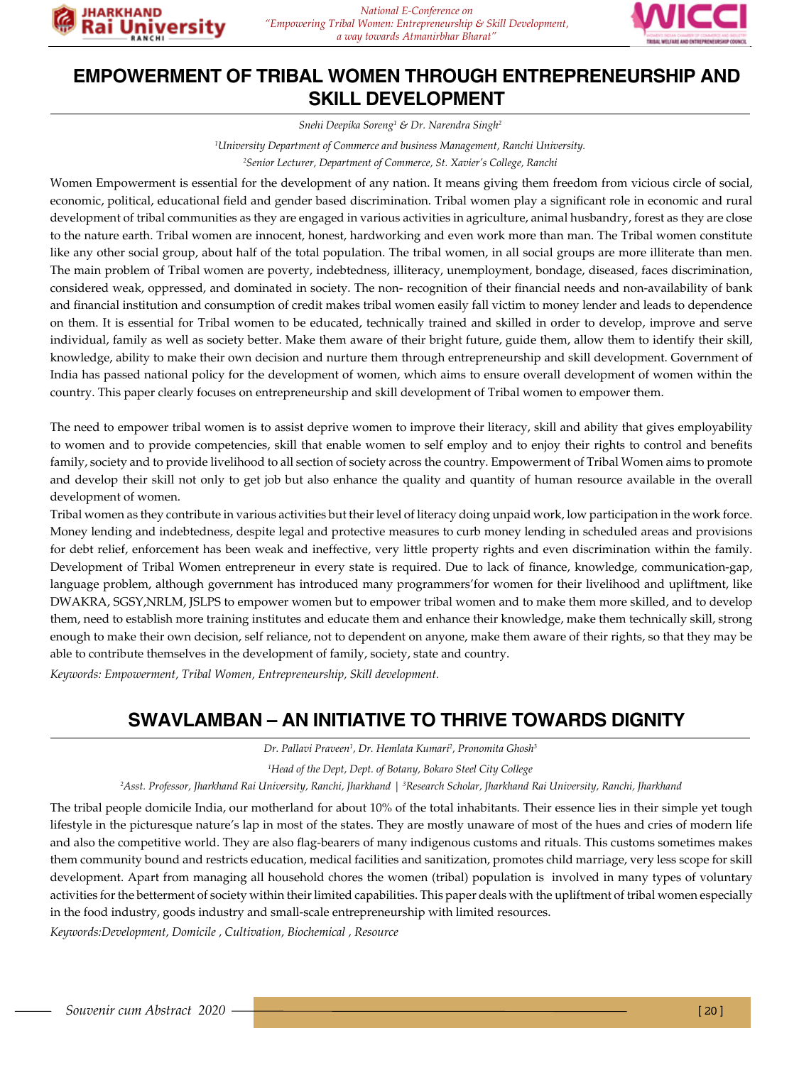# EMPOWERMENT OF TRIBAL WOMEN THROUGH ENTREPRENEURSHIP AND SKILL DEVELOPMENT

*Snehi Deepika Soreng[1] & Dr. Narendra Singh[2]*

*[1]University Department of Commerce and business Management, Ranchi University.*

*[2]Senior Lecturer, Department of Commerce, St. Xavier's College, Ranchi*

Women Empowerment is essential for the development of any nation. It means giving them freedom from vicious circle of social, economic, political, educational field and gender based discrimination. Tribal women play a significant role in economic and rural development of tribal communities as they are engaged in various activities in agriculture, animal husbandry, forest as they are close to the nature earth. Tribal women are innocent, honest, hardworking and even work more than man. The Tribal women constitute like any other social group, about half of the total population. The tribal women, in all social groups are more illiterate than men. The main problem of Tribal women are poverty, indebtedness, illiteracy, unemployment, bondage, diseased, faces discrimination, considered weak, oppressed, and dominated in society. The non- recognition of their financial needs and non-availability of bank and financial institution and consumption of credit makes tribal women easily fall victim to money lender and leads to dependence on them. It is essential for Tribal women to be educated, technically trained and skilled in order to develop, improve and serve individual, family as well as society better. Make them aware of their bright future, guide them, allow them to identify their skill, knowledge, ability to make their own decision and nurture them through entrepreneurship and skill development. Government of India has passed national policy for the development of women, which aims to ensure overall development of women within the country. This paper clearly focuses on entrepreneurship and skill development of Tribal women to empower them.

The need to empower tribal women is to assist deprive women to improve their literacy, skill and ability that gives employability to women and to provide competencies, skill that enable women to self employ and to enjoy their rights to control and benefits family, society and to provide livelihood to all section of society across the country. Empowerment of Tribal Women aims to promote and develop their skill not only to get job but also enhance the quality and quantity of human resource available in the overall development of women.

Tribal women as they contribute in various activities but their level of literacy doing unpaid work, low participation in the work force. Money lending and indebtedness, despite legal and protective measures to curb money lending in scheduled areas and provisions for debt relief, enforcement has been weak and ineffective, very little property rights and even discrimination within the family. Development of Tribal Women entrepreneur in every state is required. Due to lack of finance, knowledge, communication-gap, language problem, although government has introduced many programmers'for women for their livelihood and upliftment, like DWAKRA, SGSY,NRLM, JSLPS to empower women but to empower tribal women and to make them more skilled, and to develop them, need to establish more training institutes and educate them and enhance their knowledge, make them technically skill, strong enough to make their own decision, self reliance, not to dependent on anyone, make them aware of their rights, so that they may be able to contribute themselves in the development of family, society, state and country.

*Keywords: Empowerment, Tribal Women, Entrepreneurship, Skill development.*

# SWAVLAMBAN – AN INITIATIVE TO THRIVE TOWARDS DIGNITY

*Dr. Pallavi Praveen[1], Dr. Hemlata Kumari[2], Pronomita Ghosh[3]*

*[1]Head of the Dept, Dept. of Botany, Bokaro Steel City College*

*[2]Asst. Professor, Jharkhand Rai University, Ranchi, Jharkhand | [3]Research Scholar, Jharkhand Rai University, Ranchi, Jharkhand*

The tribal people domicile India, our motherland for about 10% of the total inhabitants. Their essence lies in their simple yet tough lifestyle in the picturesque nature's lap in most of the states. They are mostly unaware of most of the hues and cries of modern life and also the competitive world. They are also flag-bearers of many indigenous customs and rituals. This customs sometimes makes them community bound and restricts education, medical facilities and sanitization, promotes child marriage, very less scope for skill development. Apart from managing all household chores the women (tribal) population is involved in many types of voluntary activities for the betterment of society within their limited capabilities. This paper deals with the upliftment of tribal women especially in the food industry, goods industry and small-scale entrepreneurship with limited resources.

*Keywords:Development, Domicile , Cultivation, Biochemical , Resource*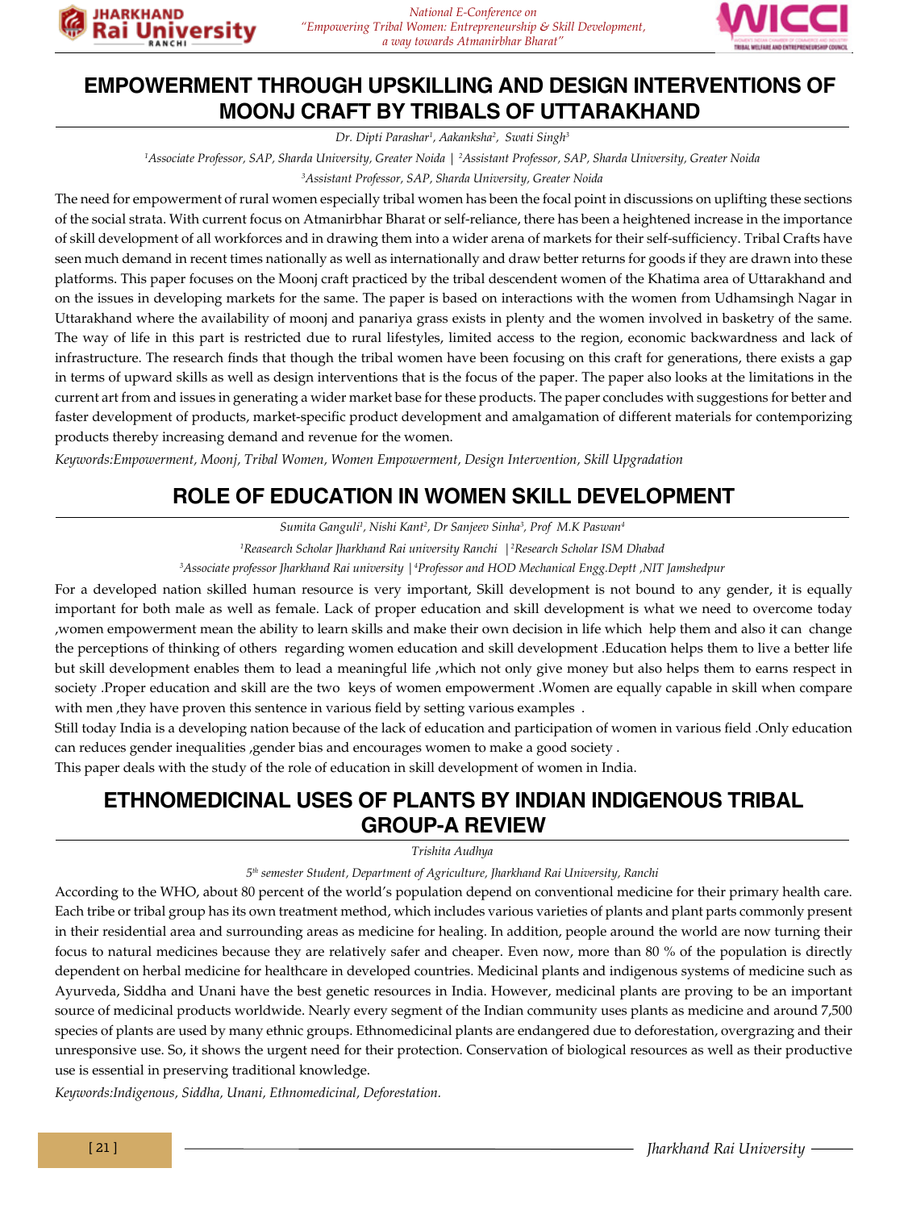# EMPOWERMENT THROUGH UPSKILLING AND DESIGN INTERVENTIONS OF MOONJ CRAFT BY TRIBALS OF UTTARAKHAND

*Dr. Dipti Parashar[1], Aakanksha[2], Swati Singh[3]*

*[1]Associate Professor, SAP, Sharda University, Greater Noida | [2]Assistant Professor, SAP, Sharda University, Greater Noida*

*[3]Assistant Professor, SAP, Sharda University, Greater Noida*

The need for empowerment of rural women especially tribal women has been the focal point in discussions on uplifting these sections of the social strata. With current focus on Atmanirbhar Bharat or self-reliance, there has been a heightened increase in the importance of skill development of all workforces and in drawing them into a wider arena of markets for their self-sufficiency. Tribal Crafts have seen much demand in recent times nationally as well as internationally and draw better returns for goods if they are drawn into these platforms. This paper focuses on the Moonj craft practiced by the tribal descendent women of the Khatima area of Uttarakhand and on the issues in developing markets for the same. The paper is based on interactions with the women from Udhamsingh Nagar in Uttarakhand where the availability of moonj and panariya grass exists in plenty and the women involved in basketry of the same. The way of life in this part is restricted due to rural lifestyles, limited access to the region, economic backwardness and lack of infrastructure. The research finds that though the tribal women have been focusing on this craft for generations, there exists a gap in terms of upward skills as well as design interventions that is the focus of the paper. The paper also looks at the limitations in the current art from and issues in generating a wider market base for these products. The paper concludes with suggestions for better and faster development of products, market-specific product development and amalgamation of different materials for contemporizing products thereby increasing demand and revenue for the women.

*Keywords:Empowerment, Moonj, Tribal Women, Women Empowerment, Design Intervention, Skill Upgradation*

# ROLE OF EDUCATION IN WOMEN SKILL DEVELOPMENT

*Sumita Ganguli[1], Nishi Kant[2], Dr Sanjeev Sinha[3], Prof M.K Paswan[4]*

*[1]Reasearch Scholar Jharkhand Rai university Ranchi |[2]Research Scholar ISM Dhabad*

*[3]Associate professor Jharkhand Rai university |[4]Professor and HOD Mechanical Engg.Deptt ,NIT Jamshedpur*

For a developed nation skilled human resource is very important, Skill development is not bound to any gender, it is equally important for both male as well as female. Lack of proper education and skill development is what we need to overcome today ,women empowerment mean the ability to learn skills and make their own decision in life which help them and also it can change the perceptions of thinking of others regarding women education and skill development .Education helps them to live a better life but skill development enables them to lead a meaningful life ,which not only give money but also helps them to earns respect in society .Proper education and skill are the two keys of women empowerment .Women are equally capable in skill when compare with men ,they have proven this sentence in various field by setting various examples .

Still today India is a developing nation because of the lack of education and participation of women in various field .Only education can reduces gender inequalities ,gender bias and encourages women to make a good society .

This paper deals with the study of the role of education in skill development of women in India.

# ETHNOMEDICINAL USES OF PLANTS BY INDIAN INDIGENOUS TRIBAL GROUP-A REVIEW

*Trishita Audhya*

*5th semester Student, Department of Agriculture, Jharkhand Rai University, Ranchi*

According to the WHO, about 80 percent of the world's population depend on conventional medicine for their primary health care. Each tribe or tribal group has its own treatment method, which includes various varieties of plants and plant parts commonly present in their residential area and surrounding areas as medicine for healing. In addition, people around the world are now turning their focus to natural medicines because they are relatively safer and cheaper. Even now, more than 80 % of the population is directly dependent on herbal medicine for healthcare in developed countries. Medicinal plants and indigenous systems of medicine such as Ayurveda, Siddha and Unani have the best genetic resources in India. However, medicinal plants are proving to be an important source of medicinal products worldwide. Nearly every segment of the Indian community uses plants as medicine and around 7,500 species of plants are used by many ethnic groups. Ethnomedicinal plants are endangered due to deforestation, overgrazing and their unresponsive use. So, it shows the urgent need for their protection. Conservation of biological resources as well as their productive use is essential in preserving traditional knowledge.

*Keywords:Indigenous, Siddha, Unani, Ethnomedicinal, Deforestation.*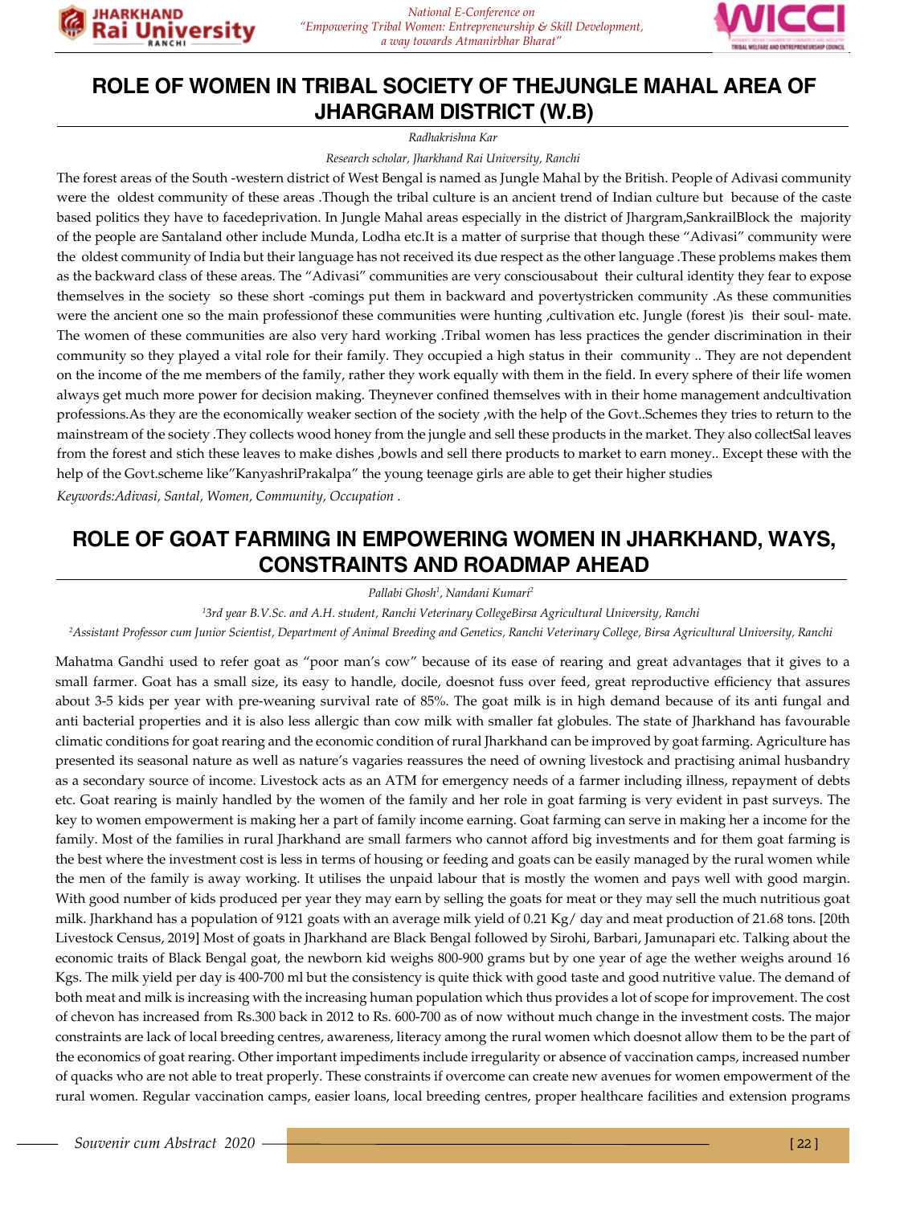## ROLE OF WOMEN IN TRIBAL SOCIETY OF THEJUNGLE MAHAL AREA OF JHARGRAM DISTRICT (W.B)

*Radhakrishna Kar*

*Research scholar, Jharkhand Rai University, Ranchi*

The forest areas of the South -western district of West Bengal is named as Jungle Mahal by the British. People of Adivasi community were the oldest community of these areas .Though the tribal culture is an ancient trend of Indian culture but because of the caste based politics they have to facedeprivation. In Jungle Mahal areas especially in the district of Jhargram,SankrailBlock the majority of the people are Santaland other include Munda, Lodha etc.It is a matter of surprise that though these "Adivasi" community were the oldest community of India but their language has not received its due respect as the other language .These problems makes them as the backward class of these areas. The "Adivasi" communities are very consciousabout their cultural identity they fear to expose themselves in the society so these short -comings put them in backward and povertystricken community .As these communities were the ancient one so the main professionof these communities were hunting ,cultivation etc. Jungle (forest )is their soul- mate. The women of these communities are also very hard working .Tribal women has less practices the gender discrimination in their community so they played a vital role for their family. They occupied a high status in their community .. They are not dependent on the income of the me members of the family, rather they work equally with them in the field. In every sphere of their life women always get much more power for decision making. Theynever confined themselves with in their home management andcultivation professions.As they are the economically weaker section of the society ,with the help of the Govt..Schemes they tries to return to the mainstream of the society .They collects wood honey from the jungle and sell these products in the market. They also collectSal leaves from the forest and stich these leaves to make dishes ,bowls and sell there products to market to earn money.. Except these with the help of the Govt.scheme like"KanyashriPrakalpa" the young teenage girls are able to get their higher studies

*Keywords:Adivasi, Santal, Women, Community, Occupation .*

## ROLE OF GOAT FARMING IN EMPOWERING WOMEN IN JHARKHAND, WAYS, CONSTRAINTS AND ROADMAP AHEAD

*Pallabi Ghosh[1], Nandani Kumari[2]*

*[1]3rd year B.V.Sc. and A.H. student, Ranchi Veterinary CollegeBirsa Agricultural University, Ranchi*

*[2]Assistant Professor cum Junior Scientist, Department of Animal Breeding and Genetics, Ranchi Veterinary College, Birsa Agricultural University, Ranchi*

Mahatma Gandhi used to refer goat as "poor man's cow" because of its ease of rearing and great advantages that it gives to a small farmer. Goat has a small size, its easy to handle, docile, doesnot fuss over feed, great reproductive efficiency that assures about 3-5 kids per year with pre-weaning survival rate of 85%. The goat milk is in high demand because of its anti fungal and anti bacterial properties and it is also less allergic than cow milk with smaller fat globules. The state of Jharkhand has favourable climatic conditions for goat rearing and the economic condition of rural Jharkhand can be improved by goat farming. Agriculture has presented its seasonal nature as well as nature's vagaries reassures the need of owning livestock and practising animal husbandry as a secondary source of income. Livestock acts as an ATM for emergency needs of a farmer including illness, repayment of debts etc. Goat rearing is mainly handled by the women of the family and her role in goat farming is very evident in past surveys. The key to women empowerment is making her a part of family income earning. Goat farming can serve in making her a income for the family. Most of the families in rural Jharkhand are small farmers who cannot afford big investments and for them goat farming is the best where the investment cost is less in terms of housing or feeding and goats can be easily managed by the rural women while the men of the family is away working. It utilises the unpaid labour that is mostly the women and pays well with good margin. With good number of kids produced per year they may earn by selling the goats for meat or they may sell the much nutritious goat milk. Jharkhand has a population of 9121 goats with an average milk yield of 0.21 Kg/ day and meat production of 21.68 tons. [20th Livestock Census, 2019] Most of goats in Jharkhand are Black Bengal followed by Sirohi, Barbari, Jamunapari etc. Talking about the economic traits of Black Bengal goat, the newborn kid weighs 800-900 grams but by one year of age the wether weighs around 16 Kgs. The milk yield per day is 400-700 ml but the consistency is quite thick with good taste and good nutritive value. The demand of both meat and milk is increasing with the increasing human population which thus provides a lot of scope for improvement. The cost of chevon has increased from Rs.300 back in 2012 to Rs. 600-700 as of now without much change in the investment costs. The major constraints are lack of local breeding centres, awareness, literacy among the rural women which doesnot allow them to be the part of the economics of goat rearing. Other important impediments include irregularity or absence of vaccination camps, increased number of quacks who are not able to treat properly. These constraints if overcome can create new avenues for women empowerment of the rural women. Regular vaccination camps, easier loans, local breeding centres, proper healthcare facilities and extension programs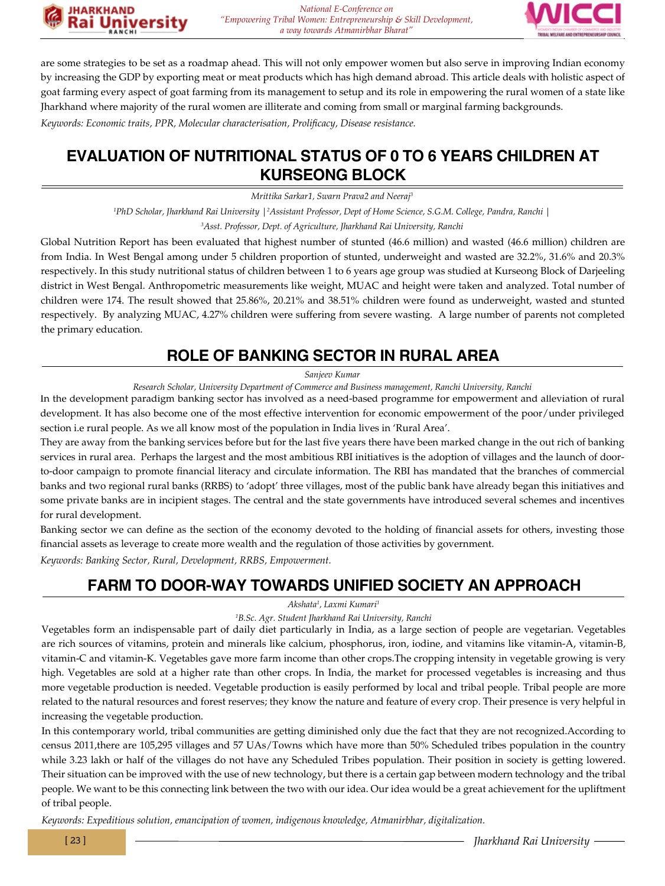are some strategies to be set as a roadmap ahead. This will not only empower women but also serve in improving Indian economy by increasing the GDP by exporting meat or meat products which has high demand abroad. This article deals with holistic aspect of goat farming every aspect of goat farming from its management to setup and its role in empowering the rural women of a state like Jharkhand where majority of the rural women are illiterate and coming from small or marginal farming backgrounds.

*Keywords: Economic traits, PPR, Molecular characterisation, Prolificacy, Disease resistance.*

## EVALUATION OF NUTRITIONAL STATUS OF 0 TO 6 YEARS CHILDREN AT KURSEONG BLOCK

*Mrittika Sarkar1, Swarn Prava2 and Neeraj[3]*

*[1]PhD Scholar, Jharkhand Rai University |[2]Assistant Professor, Dept of Home Science, S.G.M. College, Pandra, Ranchi |*

*[3]Asst. Professor, Dept. of Agriculture, Jharkhand Rai University, Ranchi*

Global Nutrition Report has been evaluated that highest number of stunted (46.6 million) and wasted (46.6 million) children are from India. In West Bengal among under 5 children proportion of stunted, underweight and wasted are 32.2%, 31.6% and 20.3% respectively. In this study nutritional status of children between 1 to 6 years age group was studied at Kurseong Block of Darjeeling district in West Bengal. Anthropometric measurements like weight, MUAC and height were taken and analyzed. Total number of children were 174. The result showed that 25.86%, 20.21% and 38.51% children were found as underweight, wasted and stunted respectively. By analyzing MUAC, 4.27% children were suffering from severe wasting. A large number of parents not completed the primary education.

## ROLE OF BANKING SECTOR IN RURAL AREA

*Sanjeev Kumar*

*Research Scholar, University Department of Commerce and Business management, Ranchi University, Ranchi*

In the development paradigm banking sector has involved as a need-based programme for empowerment and alleviation of rural development. It has also become one of the most effective intervention for economic empowerment of the poor/under privileged section i.e rural people. As we all know most of the population in India lives in 'Rural Area'.

They are away from the banking services before but for the last five years there have been marked change in the out rich of banking services in rural area. Perhaps the largest and the most ambitious RBI initiatives is the adoption of villages and the launch of door-to-door campaign to promote financial literacy and circulate information. The RBI has mandated that the branches of commercial banks and two regional rural banks (RRBS) to 'adopt' three villages, most of the public bank have already began this initiatives and some private banks are in incipient stages. The central and the state governments have introduced several schemes and incentives for rural development.

Banking sector we can define as the section of the economy devoted to the holding of financial assets for others, investing those financial assets as leverage to create more wealth and the regulation of those activities by government.

*Keywords: Banking Sector, Rural, Development, RRBS, Empowerment.*

## FARM TO DOOR-WAY TOWARDS UNIFIED SOCIETY AN APPROACH

*Akshata[1], Laxmi Kumari[1]*

*[1]B.Sc. Agr. Student Jharkhand Rai University, Ranchi*

Vegetables form an indispensable part of daily diet particularly in India, as a large section of people are vegetarian. Vegetables are rich sources of vitamins, protein and minerals like calcium, phosphorus, iron, iodine, and vitamins like vitamin-A, vitamin-B, vitamin-C and vitamin-K. Vegetables gave more farm income than other crops.The cropping intensity in vegetable growing is very high. Vegetables are sold at a higher rate than other crops. In India, the market for processed vegetables is increasing and thus more vegetable production is needed. Vegetable production is easily performed by local and tribal people. Tribal people are more related to the natural resources and forest reserves; they know the nature and feature of every crop. Their presence is very helpful in increasing the vegetable production.

In this contemporary world, tribal communities are getting diminished only due the fact that they are not recognized.According to census 2011,there are 105,295 villages and 57 UAs/Towns which have more than 50% Scheduled tribes population in the country while 3.23 lakh or half of the villages do not have any Scheduled Tribes population. Their position in society is getting lowered. Their situation can be improved with the use of new technology, but there is a certain gap between modern technology and the tribal people. We want to be this connecting link between the two with our idea. Our idea would be a great achievement for the upliftment of tribal people.

*Keywords: Expeditious solution, emancipation of women, indigenous knowledge, Atmanirbhar, digitalization.*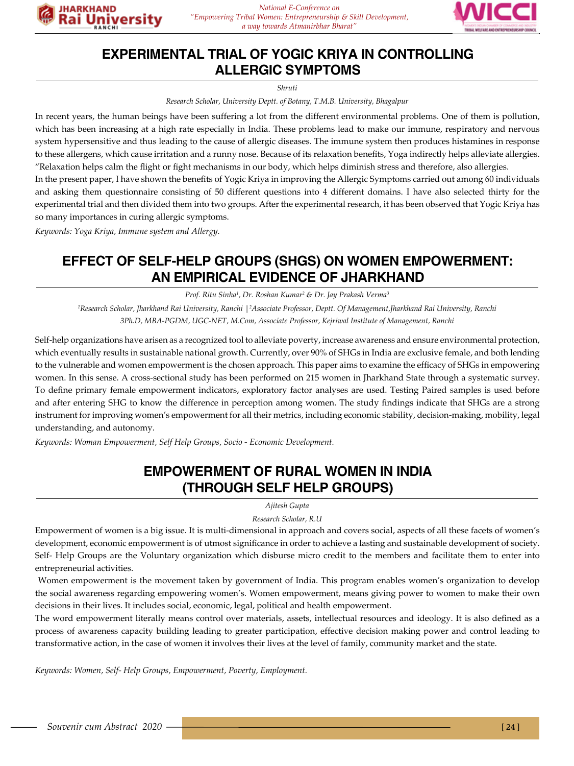# EXPERIMENTAL TRIAL OF YOGIC KRIYA IN CONTROLLING ALLERGIC SYMPTOMS

*Shruti*

*Research Scholar, University Deptt. of Botany, T.M.B. University, Bhagalpur*

In recent years, the human beings have been suffering a lot from the different environmental problems. One of them is pollution, which has been increasing at a high rate especially in India. These problems lead to make our immune, respiratory and nervous system hypersensitive and thus leading to the cause of allergic diseases. The immune system then produces histamines in response to these allergens, which cause irritation and a runny nose. Because of its relaxation benefits, Yoga indirectly helps alleviate allergies. "Relaxation helps calm the flight or fight mechanisms in our body, which helps diminish stress and therefore, also allergies.

In the present paper, I have shown the benefits of Yogic Kriya in improving the Allergic Symptoms carried out among 60 individuals and asking them questionnaire consisting of 50 different questions into 4 different domains. I have also selected thirty for the experimental trial and then divided them into two groups. After the experimental research, it has been observed that Yogic Kriya has so many importances in curing allergic symptoms.

*Keywords: Yoga Kriya, Immune system and Allergy.*

# EFFECT OF SELF-HELP GROUPS (SHGS) ON WOMEN EMPOWERMENT: AN EMPIRICAL EVIDENCE OF JHARKHAND

*Prof. Ritu Sinha[1], Dr. Roshan Kumar[2] & Dr. Jay Prakash Verma[3]*

*[1]Research Scholar, Jharkhand Rai University, Ranchi | [2]Associate Professor, Deptt. Of Management,Jharkhand Rai University, Ranchi*
*3Ph.D, MBA-PGDM, UGC-NET, M.Com, Associate Professor, Kejriwal Institute of Management, Ranchi*

Self-help organizations have arisen as a recognized tool to alleviate poverty, increase awareness and ensure environmental protection, which eventually results in sustainable national growth. Currently, over 90% of SHGs in India are exclusive female, and both lending to the vulnerable and women empowerment is the chosen approach. This paper aims to examine the efficacy of SHGs in empowering women. In this sense. A cross-sectional study has been performed on 215 women in Jharkhand State through a systematic survey. To define primary female empowerment indicators, exploratory factor analyses are used. Testing Paired samples is used before and after entering SHG to know the difference in perception among women. The study findings indicate that SHGs are a strong instrument for improving women's empowerment for all their metrics, including economic stability, decision-making, mobility, legal understanding, and autonomy.

*Keywords: Woman Empowerment, Self Help Groups, Socio - Economic Development.*

# EMPOWERMENT OF RURAL WOMEN IN INDIA (THROUGH SELF HELP GROUPS)

*Ajitesh Gupta*

*Research Scholar, R.U*

Empowerment of women is a big issue. It is multi-dimensional in approach and covers social, aspects of all these facets of women's development, economic empowerment is of utmost significance in order to achieve a lasting and sustainable development of society. Self- Help Groups are the Voluntary organization which disburse micro credit to the members and facilitate them to enter into entrepreneurial activities.

Women empowerment is the movement taken by government of India. This program enables women's organization to develop the social awareness regarding empowering women's. Women empowerment, means giving power to women to make their own decisions in their lives. It includes social, economic, legal, political and health empowerment.

The word empowerment literally means control over materials, assets, intellectual resources and ideology. It is also defined as a process of awareness capacity building leading to greater participation, effective decision making power and control leading to transformative action, in the case of women it involves their lives at the level of family, community market and the state.

*Keywords: Women, Self- Help Groups, Empowerment, Poverty, Employment.*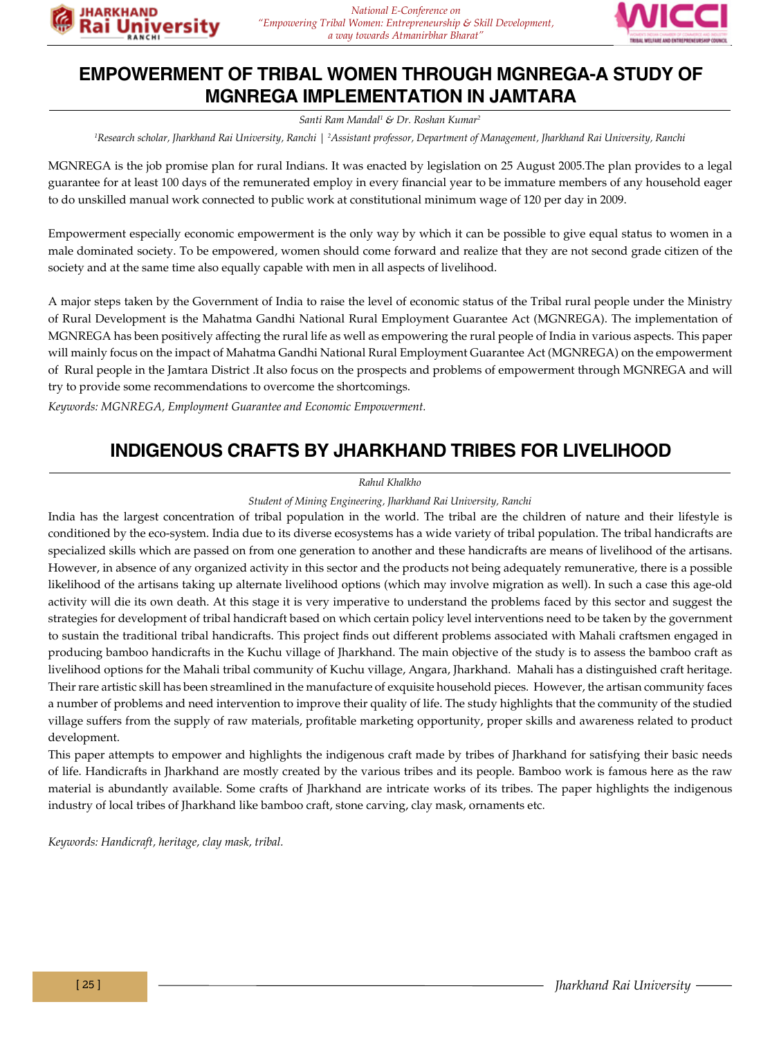# EMPOWERMENT OF TRIBAL WOMEN THROUGH MGNREGA-A STUDY OF MGNREGA IMPLEMENTATION IN JAMTARA

*Santi Ram Mandal[1] & Dr. Roshan Kumar[2]*

*[1]Research scholar, Jharkhand Rai University, Ranchi | [2]Assistant professor, Department of Management, Jharkhand Rai University, Ranchi*

MGNREGA is the job promise plan for rural Indians. It was enacted by legislation on 25 August 2005.The plan provides to a legal guarantee for at least 100 days of the remunerated employ in every financial year to be immature members of any household eager to do unskilled manual work connected to public work at constitutional minimum wage of 120 per day in 2009.

Empowerment especially economic empowerment is the only way by which it can be possible to give equal status to women in a male dominated society. To be empowered, women should come forward and realize that they are not second grade citizen of the society and at the same time also equally capable with men in all aspects of livelihood.

A major steps taken by the Government of India to raise the level of economic status of the Tribal rural people under the Ministry of Rural Development is the Mahatma Gandhi National Rural Employment Guarantee Act (MGNREGA). The implementation of MGNREGA has been positively affecting the rural life as well as empowering the rural people of India in various aspects. This paper will mainly focus on the impact of Mahatma Gandhi National Rural Employment Guarantee Act (MGNREGA) on the empowerment of Rural people in the Jamtara District .It also focus on the prospects and problems of empowerment through MGNREGA and will try to provide some recommendations to overcome the shortcomings.

*Keywords: MGNREGA, Employment Guarantee and Economic Empowerment.*

# INDIGENOUS CRAFTS BY JHARKHAND TRIBES FOR LIVELIHOOD

*Rahul Khalkho*

*Student of Mining Engineering, Jharkhand Rai University, Ranchi*

India has the largest concentration of tribal population in the world. The tribal are the children of nature and their lifestyle is conditioned by the eco-system. India due to its diverse ecosystems has a wide variety of tribal population. The tribal handicrafts are specialized skills which are passed on from one generation to another and these handicrafts are means of livelihood of the artisans. However, in absence of any organized activity in this sector and the products not being adequately remunerative, there is a possible likelihood of the artisans taking up alternate livelihood options (which may involve migration as well). In such a case this age-old activity will die its own death. At this stage it is very imperative to understand the problems faced by this sector and suggest the strategies for development of tribal handicraft based on which certain policy level interventions need to be taken by the government to sustain the traditional tribal handicrafts. This project finds out different problems associated with Mahali craftsmen engaged in producing bamboo handicrafts in the Kuchu village of Jharkhand. The main objective of the study is to assess the bamboo craft as livelihood options for the Mahali tribal community of Kuchu village, Angara, Jharkhand. Mahali has a distinguished craft heritage. Their rare artistic skill has been streamlined in the manufacture of exquisite household pieces. However, the artisan community faces a number of problems and need intervention to improve their quality of life. The study highlights that the community of the studied village suffers from the supply of raw materials, profitable marketing opportunity, proper skills and awareness related to product development.

This paper attempts to empower and highlights the indigenous craft made by tribes of Jharkhand for satisfying their basic needs of life. Handicrafts in Jharkhand are mostly created by the various tribes and its people. Bamboo work is famous here as the raw material is abundantly available. Some crafts of Jharkhand are intricate works of its tribes. The paper highlights the indigenous industry of local tribes of Jharkhand like bamboo craft, stone carving, clay mask, ornaments etc.

*Keywords: Handicraft, heritage, clay mask, tribal.*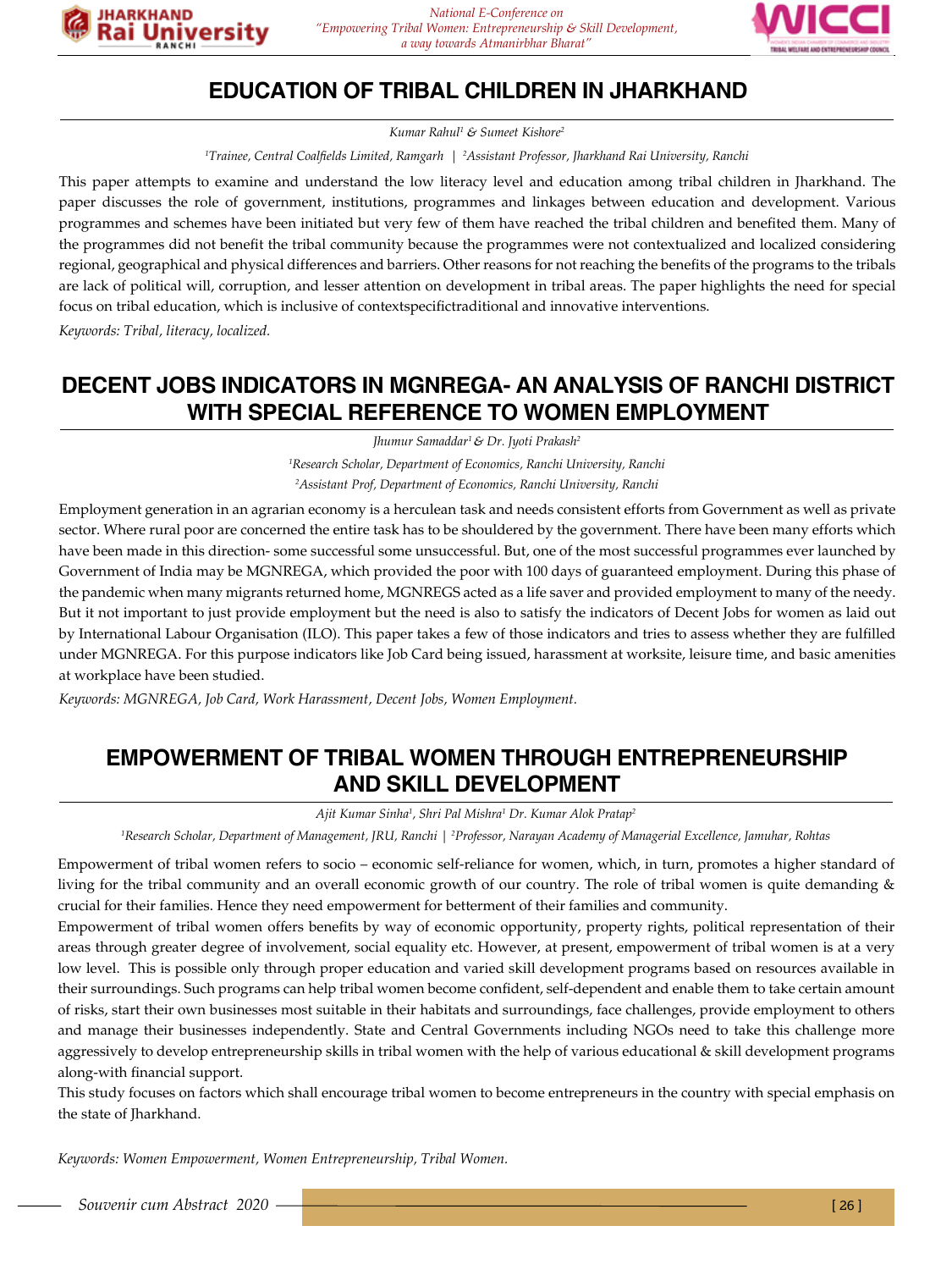# EDUCATION OF TRIBAL CHILDREN IN JHARKHAND

*Kumar Rahul[1] & Sumeet Kishore[2]*

*[1]Trainee, Central Coalfields Limited, Ramgarh | [2]Assistant Professor, Jharkhand Rai University, Ranchi*

This paper attempts to examine and understand the low literacy level and education among tribal children in Jharkhand. The paper discusses the role of government, institutions, programmes and linkages between education and development. Various programmes and schemes have been initiated but very few of them have reached the tribal children and benefited them. Many of the programmes did not benefit the tribal community because the programmes were not contextualized and localized considering regional, geographical and physical differences and barriers. Other reasons for not reaching the benefits of the programs to the tribals are lack of political will, corruption, and lesser attention on development in tribal areas. The paper highlights the need for special focus on tribal education, which is inclusive of contextspecifictraditional and innovative interventions.

*Keywords: Tribal, literacy, localized.*

# DECENT JOBS INDICATORS IN MGNREGA- AN ANALYSIS OF RANCHI DISTRICT WITH SPECIAL REFERENCE TO WOMEN EMPLOYMENT

*Jhumur Samaddar[1] & Dr. Jyoti Prakash[2]*

*[1]Research Scholar, Department of Economics, Ranchi University, Ranchi*

*[2]Assistant Prof, Department of Economics, Ranchi University, Ranchi*

Employment generation in an agrarian economy is a herculean task and needs consistent efforts from Government as well as private sector. Where rural poor are concerned the entire task has to be shouldered by the government. There have been many efforts which have been made in this direction- some successful some unsuccessful. But, one of the most successful programmes ever launched by Government of India may be MGNREGA, which provided the poor with 100 days of guaranteed employment. During this phase of the pandemic when many migrants returned home, MGNREGS acted as a life saver and provided employment to many of the needy. But it not important to just provide employment but the need is also to satisfy the indicators of Decent Jobs for women as laid out by International Labour Organisation (ILO). This paper takes a few of those indicators and tries to assess whether they are fulfilled under MGNREGA. For this purpose indicators like Job Card being issued, harassment at worksite, leisure time, and basic amenities at workplace have been studied.

*Keywords: MGNREGA, Job Card, Work Harassment, Decent Jobs, Women Employment.*

# EMPOWERMENT OF TRIBAL WOMEN THROUGH ENTREPRENEURSHIP AND SKILL DEVELOPMENT

*Ajit Kumar Sinha[1], Shri Pal Mishra[1] Dr. Kumar Alok Pratap[2]*

*[1]Research Scholar, Department of Management, JRU, Ranchi | [2]Professor, Narayan Academy of Managerial Excellence, Jamuhar, Rohtas*

Empowerment of tribal women refers to socio – economic self-reliance for women, which, in turn, promotes a higher standard of living for the tribal community and an overall economic growth of our country. The role of tribal women is quite demanding & crucial for their families. Hence they need empowerment for betterment of their families and community.

Empowerment of tribal women offers benefits by way of economic opportunity, property rights, political representation of their areas through greater degree of involvement, social equality etc. However, at present, empowerment of tribal women is at a very low level. This is possible only through proper education and varied skill development programs based on resources available in their surroundings. Such programs can help tribal women become confident, self-dependent and enable them to take certain amount of risks, start their own businesses most suitable in their habitats and surroundings, face challenges, provide employment to others and manage their businesses independently. State and Central Governments including NGOs need to take this challenge more aggressively to develop entrepreneurship skills in tribal women with the help of various educational & skill development programs along-with financial support.

This study focuses on factors which shall encourage tribal women to become entrepreneurs in the country with special emphasis on the state of Jharkhand.

*Keywords: Women Empowerment, Women Entrepreneurship, Tribal Women.*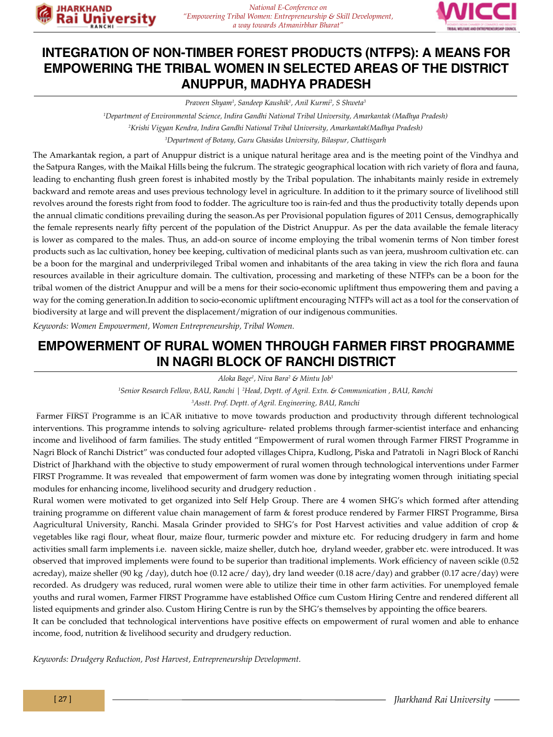# INTEGRATION OF NON-TIMBER FOREST PRODUCTS (NTFPS): A MEANS FOR EMPOWERING THE TRIBAL WOMEN IN SELECTED AREAS OF THE DISTRICT ANUPPUR, MADHYA PRADESH

*Praveen Shyam[1], Sandeep Kaushik[1], Anil Kurmi[2], S Shweta[3]*

*[1]Department of Environmental Science, Indira Gandhi National Tribal University, Amarkantak (Madhya Pradesh)*
*[2]Krishi Vigyan Kendra, Indira Gandhi National Tribal University, Amarkantak(Madhya Pradesh)*
*[3]Department of Botany, Guru Ghasidas University, Bilaspur, Chattisgarh*

The Amarkantak region, a part of Anuppur district is a unique natural heritage area and is the meeting point of the Vindhya and the Satpura Ranges, with the Maikal Hills being the fulcrum. The strategic geographical location with rich variety of flora and fauna, leading to enchanting flush green forest is inhabited mostly by the Tribal population. The inhabitants mainly reside in extremely backward and remote areas and uses previous technology level in agriculture. In addition to it the primary source of livelihood still revolves around the forests right from food to fodder. The agriculture too is rain-fed and thus the productivity totally depends upon the annual climatic conditions prevailing during the season.As per Provisional population figures of 2011 Census, demographically the female represents nearly fifty percent of the population of the District Anuppur. As per the data available the female literacy is lower as compared to the males. Thus, an add-on source of income employing the tribal womenin terms of Non timber forest products such as lac cultivation, honey bee keeping, cultivation of medicinal plants such as van jeera, mushroom cultivation etc. can be a boon for the marginal and underprivileged Tribal women and inhabitants of the area taking in view the rich flora and fauna resources available in their agriculture domain. The cultivation, processing and marketing of these NTFPs can be a boon for the tribal women of the district Anuppur and will be a mens for their socio-economic upliftment thus empowering them and paving a way for the coming generation.In addition to socio-economic upliftment encouraging NTFPs will act as a tool for the conservation of biodiversity at large and will prevent the displacement/migration of our indigenous communities.

*Keywords: Women Empowerment, Women Entrepreneurship, Tribal Women.*

# EMPOWERMENT OF RURAL WOMEN THROUGH FARMER FIRST PROGRAMME IN NAGRI BLOCK OF RANCHI DISTRICT

*Aloka Bage[1], Niva Bara[2] & Mintu Job[3]*

*[1]Senior Research Fellow, BAU, Ranchi | [2]Head, Deptt. of Agril. Extn. & Communication , BAU, Ranchi*
*[3]Asstt. Prof. Deptt. of Agril. Engineering, BAU, Ranchi*

Farmer FIRST Programme is an ICAR initiative to move towards production and productivity through different technological interventions. This programme intends to solving agriculture- related problems through farmer-scientist interface and enhancing income and livelihood of farm families. The study entitled "Empowerment of rural women through Farmer FIRST Programme in Nagri Block of Ranchi District" was conducted four adopted villages Chipra, Kudlong, Piska and Patratoli in Nagri Block of Ranchi District of Jharkhand with the objective to study empowerment of rural women through technological interventions under Farmer FIRST Programme. It was revealed that empowerment of farm women was done by integrating women through initiating special modules for enhancing income, livelihood security and drudgery reduction .

Rural women were motivated to get organized into Self Help Group. There are 4 women SHG's which formed after attending training programme on different value chain management of farm & forest produce rendered by Farmer FIRST Programme, Birsa Aagricultural University, Ranchi. Masala Grinder provided to SHG's for Post Harvest activities and value addition of crop & vegetables like ragi flour, wheat flour, maize flour, turmeric powder and mixture etc. For reducing drudgery in farm and home activities small farm implements i.e. naveen sickle, maize sheller, dutch hoe, dryland weeder, grabber etc. were introduced. It was observed that improved implements were found to be superior than traditional implements. Work efficiency of naveen scikle (0.52 acreday), maize sheller (90 kg /day), dutch hoe (0.12 acre/ day), dry land weeder (0.18 acre/day) and grabber (0.17 acre/day) were recorded. As drudgery was reduced, rural women were able to utilize their time in other farm activities. For unemployed female youths and rural women, Farmer FIRST Programme have established Office cum Custom Hiring Centre and rendered different all listed equipments and grinder also. Custom Hiring Centre is run by the SHG's themselves by appointing the office bearers.

It can be concluded that technological interventions have positive effects on empowerment of rural women and able to enhance income, food, nutrition & livelihood security and drudgery reduction.

*Keywords: Drudgery Reduction, Post Harvest, Entrepreneurship Development.*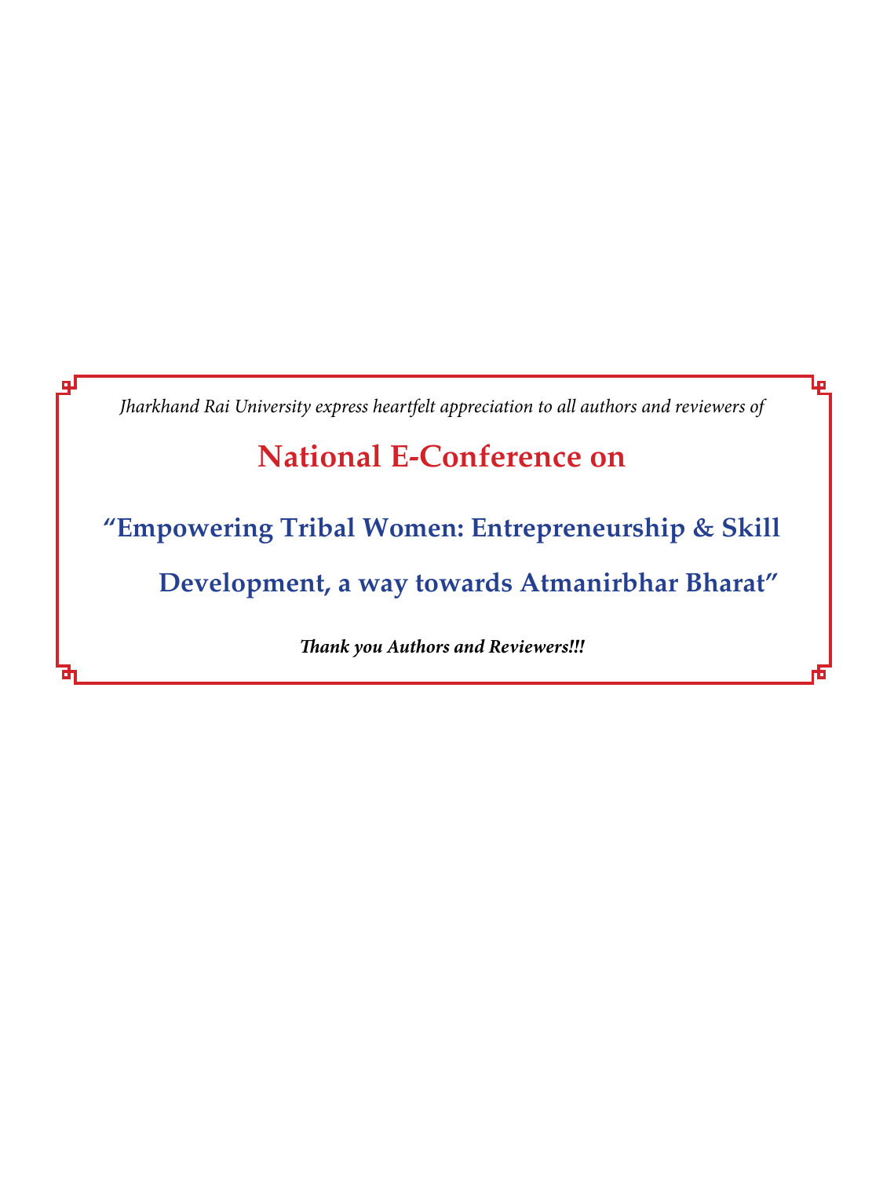*Jharkhand Rai University express heartfelt appreciation to all authors and reviewers of*

# National E-Conference on

## "Empowering Tribal Women: Entrepreneurship & Skill Development, a way towards Atmanirbhar Bharat"

***Thank you Authors and Reviewers!!!***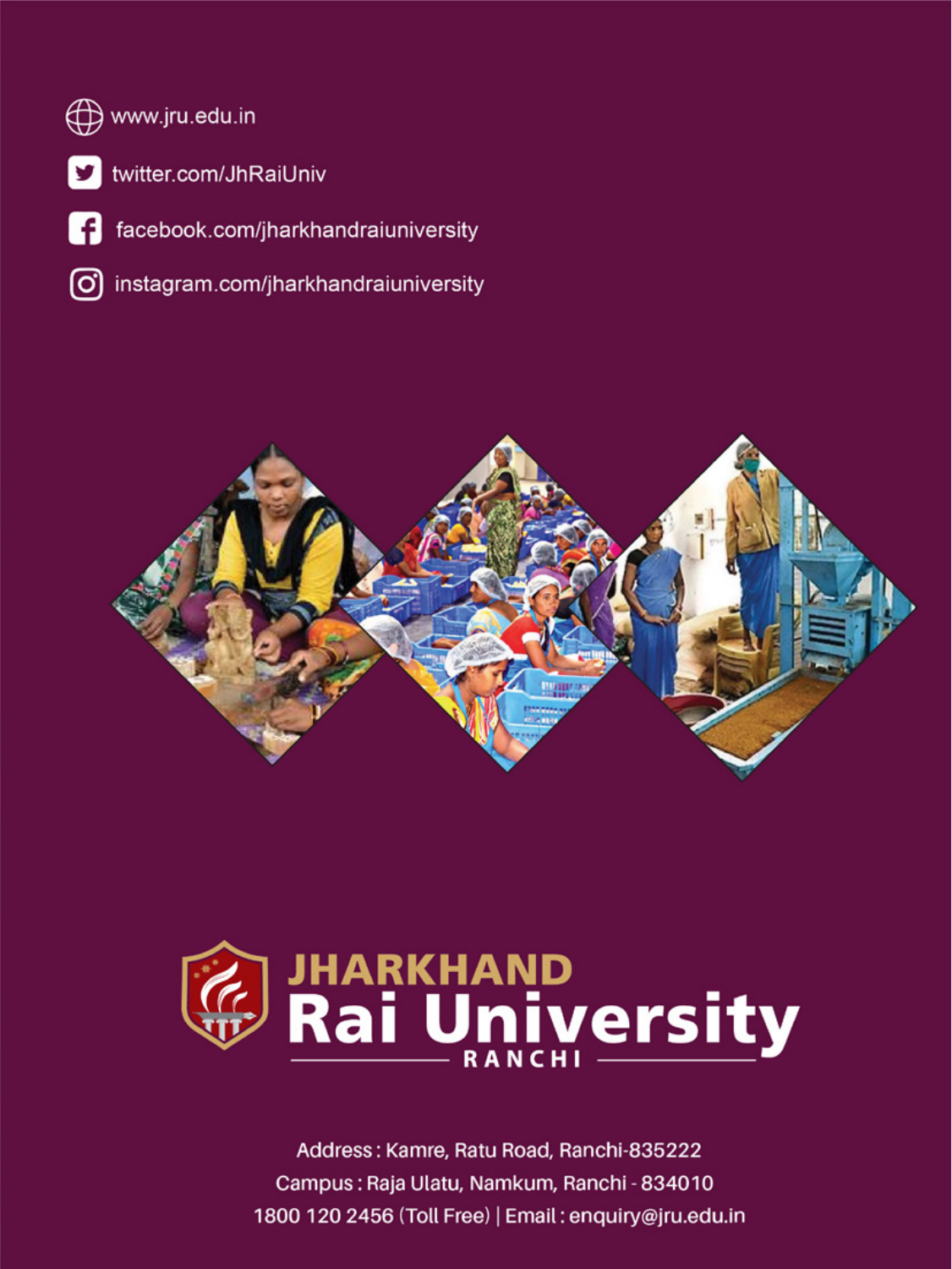www.jru.edu.in

twitter.com/JhRaiUniv

facebook.com/jharkhandraiuniversity

instagram.com/jharkhandraiuniversity

**JHARKHAND**
**Rai University**
**RANCHI**

Address : Kamre, Ratu Road, Ranchi-835222
Campus : Raja Ulatu, Namkum, Ranchi - 834010
1800 120 2456 (Toll Free) | Email : enquiry@jru.edu.in